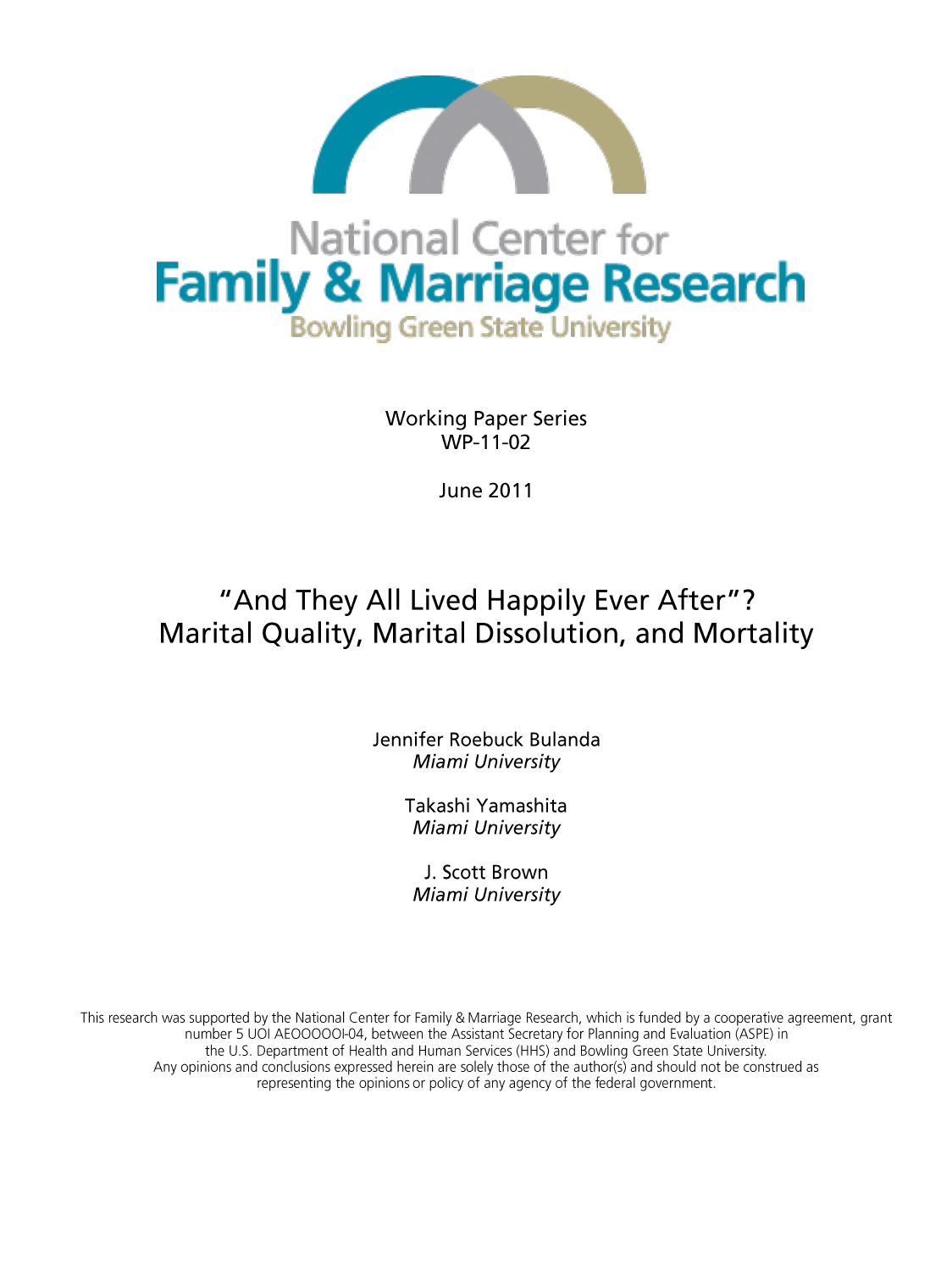National Center for
# Family & Marriage Research
Bowling Green State University

Working Paper Series
WP-11-02

June 2011

# "And They All Lived Happily Ever After"? Marital Quality, Marital Dissolution, and Mortality

Jennifer Roebuck Bulanda
*Miami University*

Takashi Yamashita
*Miami University*

J. Scott Brown
*Miami University*

This research was supported by the National Center for Family & Marriage Research, which is funded by a cooperative agreement, grant number 5 UOI AEOOOOOI-04, between the Assistant Secretary for Planning and Evaluation (ASPE) in the U.S. Department of Health and Human Services (HHS) and Bowling Green State University. Any opinions and conclusions expressed herein are solely those of the author(s) and should not be construed as representing the opinions or policy of any agency of the federal government.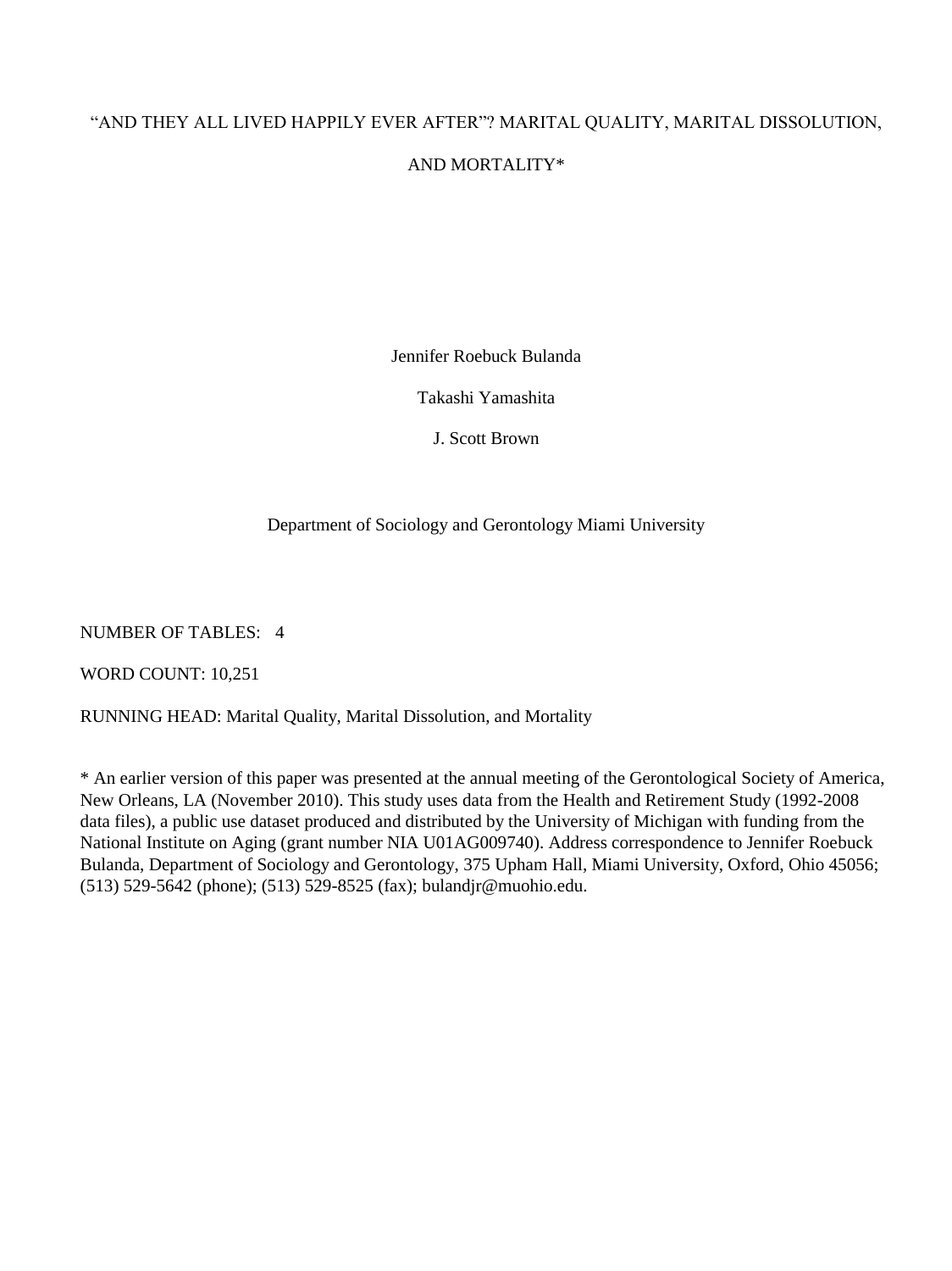# "AND THEY ALL LIVED HAPPILY EVER AFTER"? MARITAL QUALITY, MARITAL DISSOLUTION, AND MORTALITY*

Jennifer Roebuck Bulanda

Takashi Yamashita

J. Scott Brown

Department of Sociology and Gerontology Miami University

NUMBER OF TABLES: 4

WORD COUNT: 10,251

RUNNING HEAD: Marital Quality, Marital Dissolution, and Mortality

* An earlier version of this paper was presented at the annual meeting of the Gerontological Society of America, New Orleans, LA (November 2010). This study uses data from the Health and Retirement Study (1992-2008 data files), a public use dataset produced and distributed by the University of Michigan with funding from the National Institute on Aging (grant number NIA U01AG009740). Address correspondence to Jennifer Roebuck Bulanda, Department of Sociology and Gerontology, 375 Upham Hall, Miami University, Oxford, Ohio 45056; (513) 529-5642 (phone); (513) 529-8525 (fax); bulandjr@muohio.edu.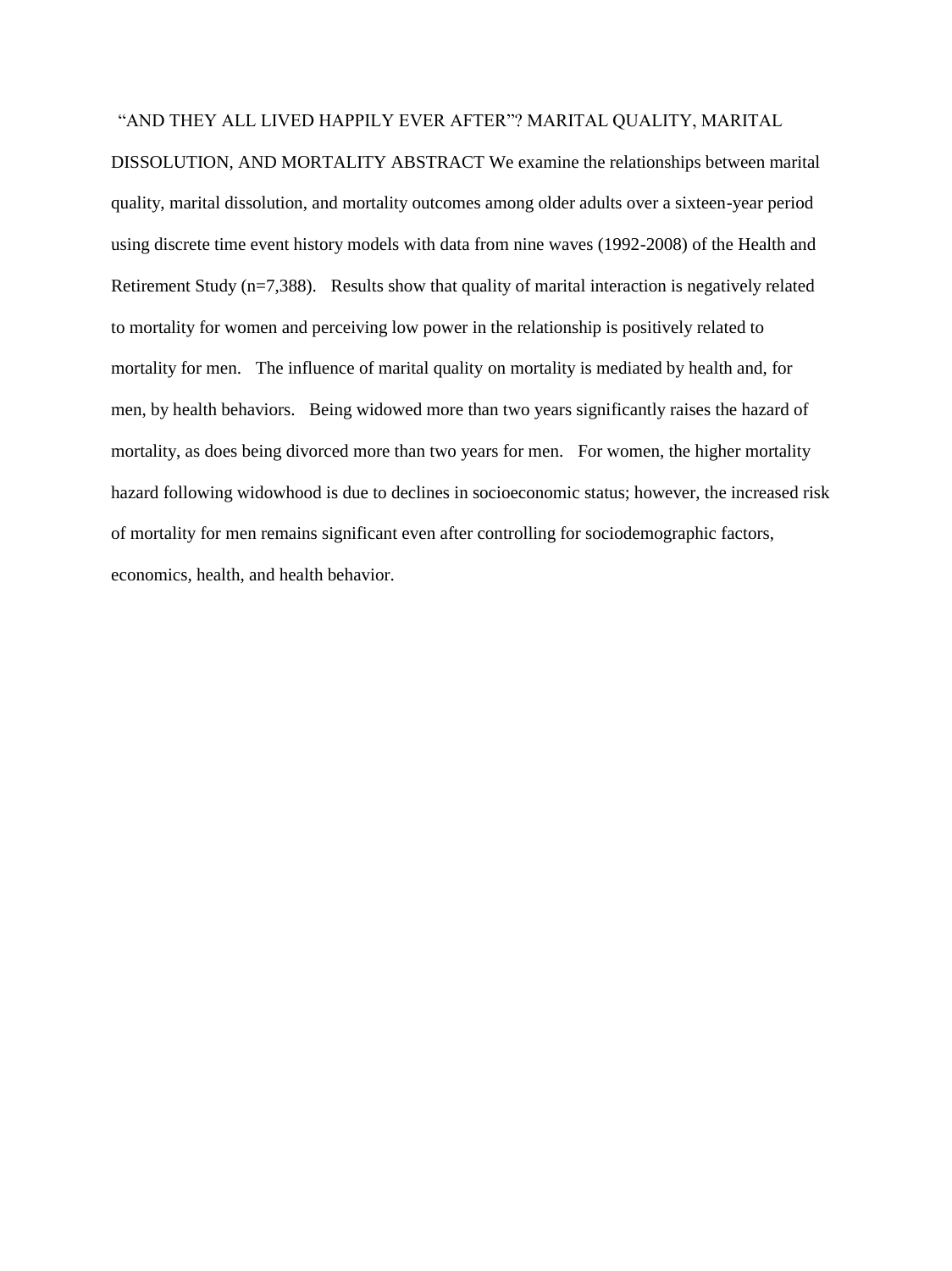"AND THEY ALL LIVED HAPPILY EVER AFTER"? MARITAL QUALITY, MARITAL DISSOLUTION, AND MORTALITY ABSTRACT We examine the relationships between marital quality, marital dissolution, and mortality outcomes among older adults over a sixteen-year period using discrete time event history models with data from nine waves (1992-2008) of the Health and Retirement Study (n=7,388). Results show that quality of marital interaction is negatively related to mortality for women and perceiving low power in the relationship is positively related to mortality for men. The influence of marital quality on mortality is mediated by health and, for men, by health behaviors. Being widowed more than two years significantly raises the hazard of mortality, as does being divorced more than two years for men. For women, the higher mortality hazard following widowhood is due to declines in socioeconomic status; however, the increased risk of mortality for men remains significant even after controlling for sociodemographic factors, economics, health, and health behavior.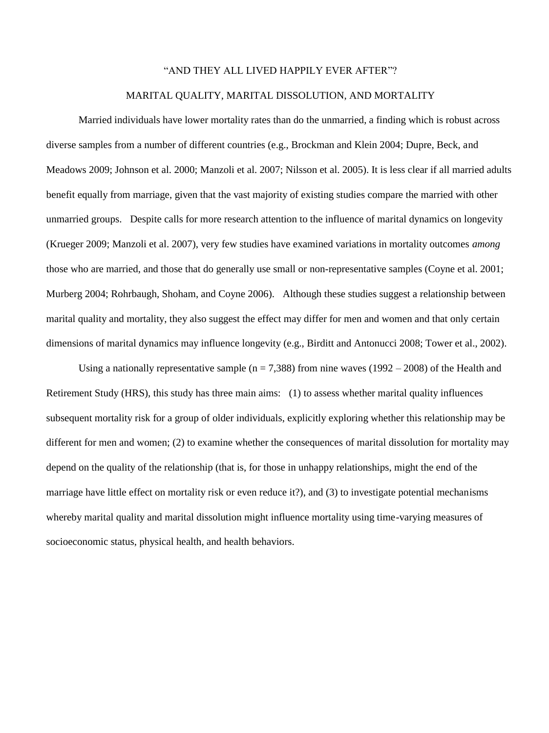# "AND THEY ALL LIVED HAPPILY EVER AFTER"?

## MARITAL QUALITY, MARITAL DISSOLUTION, AND MORTALITY

Married individuals have lower mortality rates than do the unmarried, a finding which is robust across diverse samples from a number of different countries (e.g., Brockman and Klein 2004; Dupre, Beck, and Meadows 2009; Johnson et al. 2000; Manzoli et al. 2007; Nilsson et al. 2005). It is less clear if all married adults benefit equally from marriage, given that the vast majority of existing studies compare the married with other unmarried groups. Despite calls for more research attention to the influence of marital dynamics on longevity (Krueger 2009; Manzoli et al. 2007), very few studies have examined variations in mortality outcomes *among* those who are married, and those that do generally use small or non-representative samples (Coyne et al. 2001; Murberg 2004; Rohrbaugh, Shoham, and Coyne 2006). Although these studies suggest a relationship between marital quality and mortality, they also suggest the effect may differ for men and women and that only certain dimensions of marital dynamics may influence longevity (e.g., Birditt and Antonucci 2008; Tower et al., 2002).

Using a nationally representative sample (n = 7,388) from nine waves (1992 – 2008) of the Health and Retirement Study (HRS), this study has three main aims: (1) to assess whether marital quality influences subsequent mortality risk for a group of older individuals, explicitly exploring whether this relationship may be different for men and women; (2) to examine whether the consequences of marital dissolution for mortality may depend on the quality of the relationship (that is, for those in unhappy relationships, might the end of the marriage have little effect on mortality risk or even reduce it?), and (3) to investigate potential mechanisms whereby marital quality and marital dissolution might influence mortality using time-varying measures of socioeconomic status, physical health, and health behaviors.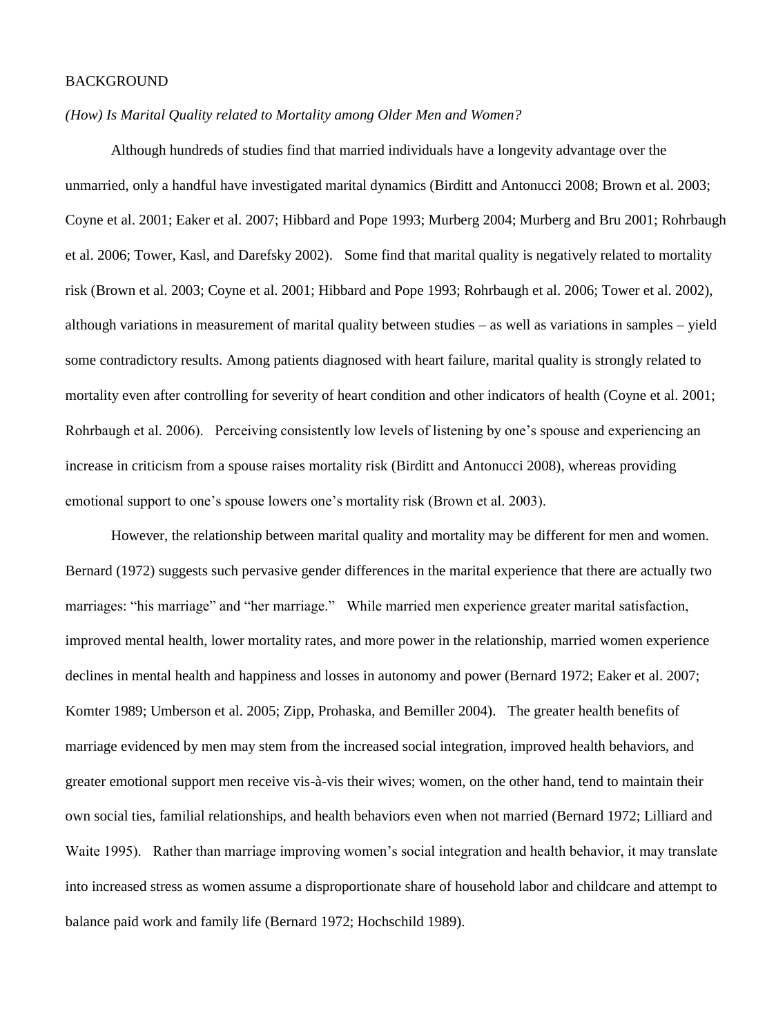## BACKGROUND

### *(How) Is Marital Quality related to Mortality among Older Men and Women?*

Although hundreds of studies find that married individuals have a longevity advantage over the unmarried, only a handful have investigated marital dynamics (Birditt and Antonucci 2008; Brown et al. 2003; Coyne et al. 2001; Eaker et al. 2007; Hibbard and Pope 1993; Murberg 2004; Murberg and Bru 2001; Rohrbaugh et al. 2006; Tower, Kasl, and Darefsky 2002). Some find that marital quality is negatively related to mortality risk (Brown et al. 2003; Coyne et al. 2001; Hibbard and Pope 1993; Rohrbaugh et al. 2006; Tower et al. 2002), although variations in measurement of marital quality between studies – as well as variations in samples – yield some contradictory results. Among patients diagnosed with heart failure, marital quality is strongly related to mortality even after controlling for severity of heart condition and other indicators of health (Coyne et al. 2001; Rohrbaugh et al. 2006). Perceiving consistently low levels of listening by one's spouse and experiencing an increase in criticism from a spouse raises mortality risk (Birditt and Antonucci 2008), whereas providing emotional support to one's spouse lowers one's mortality risk (Brown et al. 2003).

However, the relationship between marital quality and mortality may be different for men and women. Bernard (1972) suggests such pervasive gender differences in the marital experience that there are actually two marriages: "his marriage" and "her marriage." While married men experience greater marital satisfaction, improved mental health, lower mortality rates, and more power in the relationship, married women experience declines in mental health and happiness and losses in autonomy and power (Bernard 1972; Eaker et al. 2007; Komter 1989; Umberson et al. 2005; Zipp, Prohaska, and Bemiller 2004). The greater health benefits of marriage evidenced by men may stem from the increased social integration, improved health behaviors, and greater emotional support men receive vis-à-vis their wives; women, on the other hand, tend to maintain their own social ties, familial relationships, and health behaviors even when not married (Bernard 1972; Lilliard and Waite 1995). Rather than marriage improving women's social integration and health behavior, it may translate into increased stress as women assume a disproportionate share of household labor and childcare and attempt to balance paid work and family life (Bernard 1972; Hochschild 1989).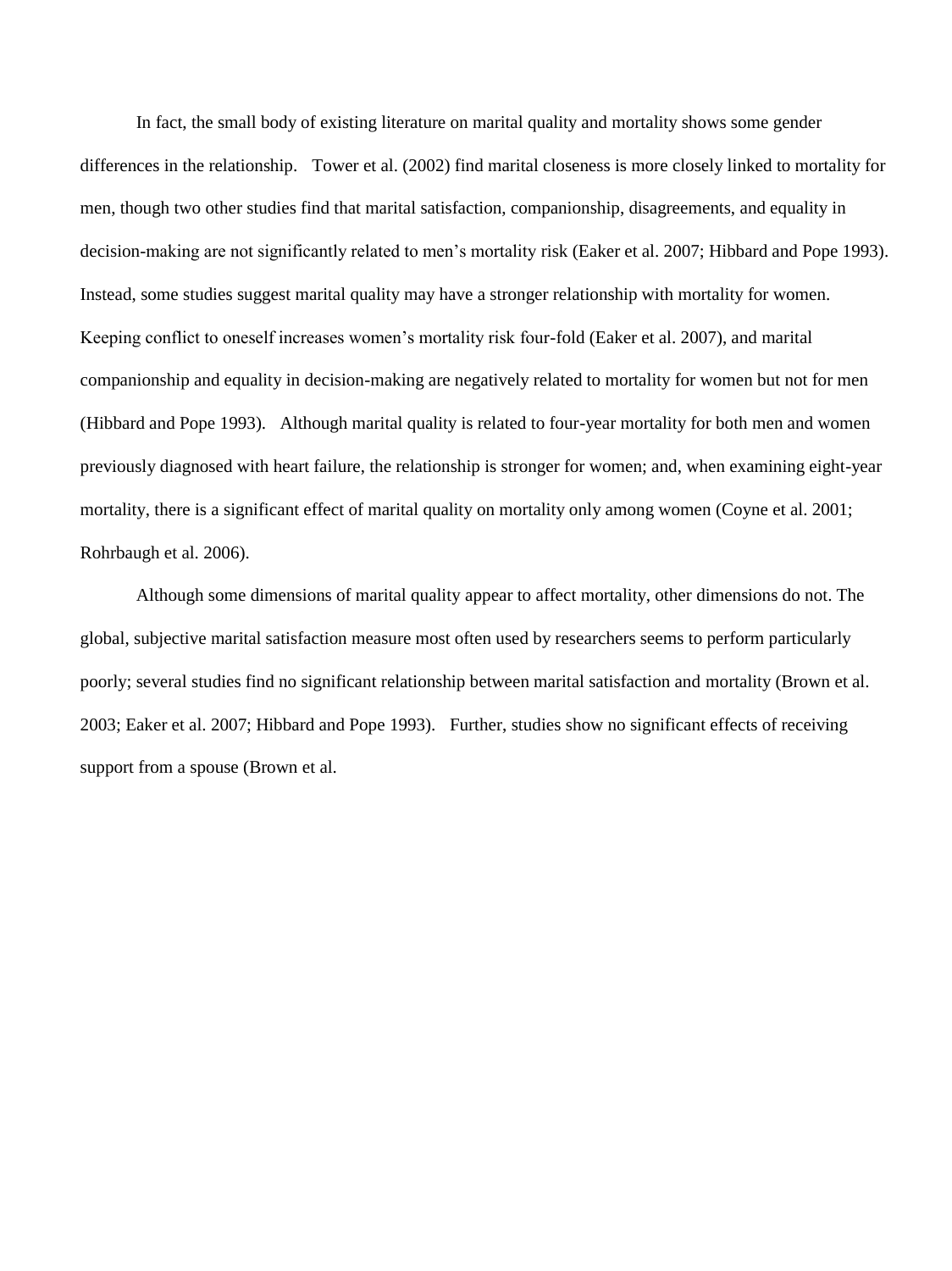In fact, the small body of existing literature on marital quality and mortality shows some gender differences in the relationship. Tower et al. (2002) find marital closeness is more closely linked to mortality for men, though two other studies find that marital satisfaction, companionship, disagreements, and equality in decision-making are not significantly related to men's mortality risk (Eaker et al. 2007; Hibbard and Pope 1993). Instead, some studies suggest marital quality may have a stronger relationship with mortality for women. Keeping conflict to oneself increases women's mortality risk four-fold (Eaker et al. 2007), and marital companionship and equality in decision-making are negatively related to mortality for women but not for men (Hibbard and Pope 1993). Although marital quality is related to four-year mortality for both men and women previously diagnosed with heart failure, the relationship is stronger for women; and, when examining eight-year mortality, there is a significant effect of marital quality on mortality only among women (Coyne et al. 2001; Rohrbaugh et al. 2006).

Although some dimensions of marital quality appear to affect mortality, other dimensions do not. The global, subjective marital satisfaction measure most often used by researchers seems to perform particularly poorly; several studies find no significant relationship between marital satisfaction and mortality (Brown et al. 2003; Eaker et al. 2007; Hibbard and Pope 1993). Further, studies show no significant effects of receiving support from a spouse (Brown et al.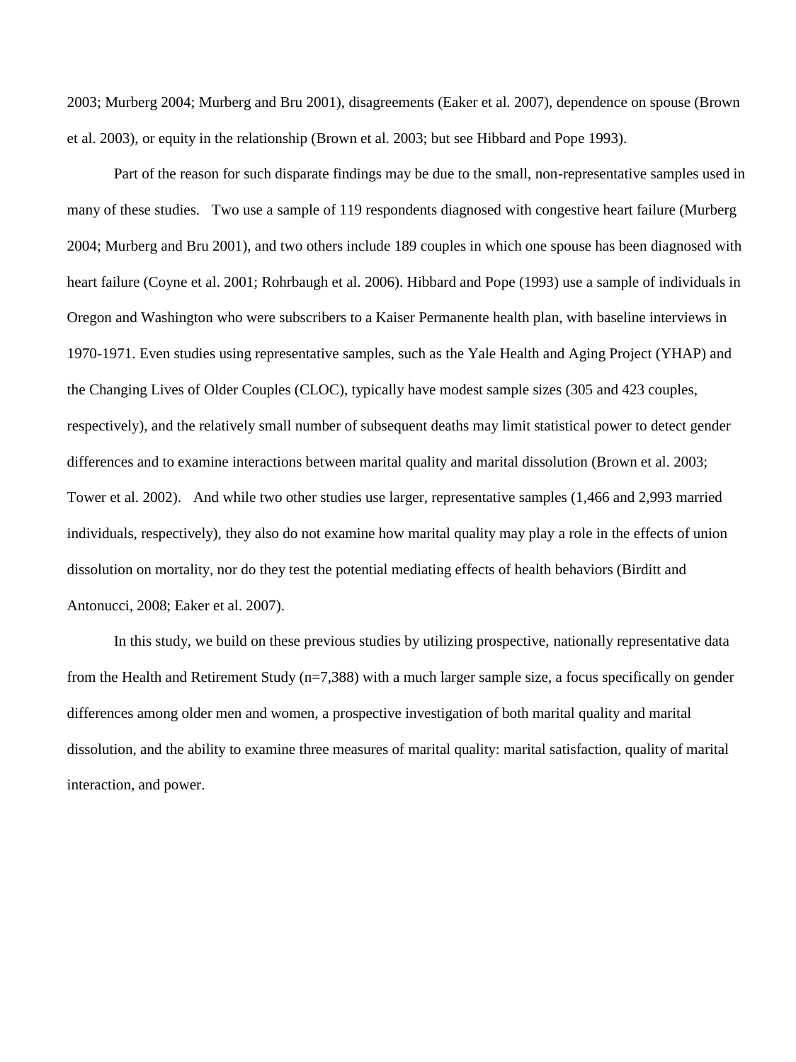2003; Murberg 2004; Murberg and Bru 2001), disagreements (Eaker et al. 2007), dependence on spouse (Brown et al. 2003), or equity in the relationship (Brown et al. 2003; but see Hibbard and Pope 1993).

Part of the reason for such disparate findings may be due to the small, non-representative samples used in many of these studies. Two use a sample of 119 respondents diagnosed with congestive heart failure (Murberg 2004; Murberg and Bru 2001), and two others include 189 couples in which one spouse has been diagnosed with heart failure (Coyne et al. 2001; Rohrbaugh et al. 2006). Hibbard and Pope (1993) use a sample of individuals in Oregon and Washington who were subscribers to a Kaiser Permanente health plan, with baseline interviews in 1970-1971. Even studies using representative samples, such as the Yale Health and Aging Project (YHAP) and the Changing Lives of Older Couples (CLOC), typically have modest sample sizes (305 and 423 couples, respectively), and the relatively small number of subsequent deaths may limit statistical power to detect gender differences and to examine interactions between marital quality and marital dissolution (Brown et al. 2003; Tower et al. 2002). And while two other studies use larger, representative samples (1,466 and 2,993 married individuals, respectively), they also do not examine how marital quality may play a role in the effects of union dissolution on mortality, nor do they test the potential mediating effects of health behaviors (Birditt and Antonucci, 2008; Eaker et al. 2007).

In this study, we build on these previous studies by utilizing prospective, nationally representative data from the Health and Retirement Study (n=7,388) with a much larger sample size, a focus specifically on gender differences among older men and women, a prospective investigation of both marital quality and marital dissolution, and the ability to examine three measures of marital quality: marital satisfaction, quality of marital interaction, and power.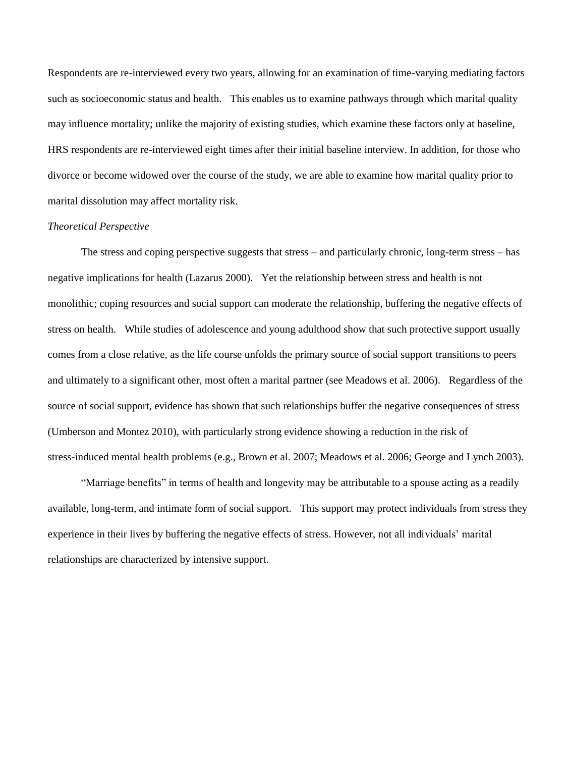Respondents are re-interviewed every two years, allowing for an examination of time-varying mediating factors such as socioeconomic status and health. This enables us to examine pathways through which marital quality may influence mortality; unlike the majority of existing studies, which examine these factors only at baseline, HRS respondents are re-interviewed eight times after their initial baseline interview. In addition, for those who divorce or become widowed over the course of the study, we are able to examine how marital quality prior to marital dissolution may affect mortality risk.

*Theoretical Perspective*

The stress and coping perspective suggests that stress – and particularly chronic, long-term stress – has negative implications for health (Lazarus 2000). Yet the relationship between stress and health is not monolithic; coping resources and social support can moderate the relationship, buffering the negative effects of stress on health. While studies of adolescence and young adulthood show that such protective support usually comes from a close relative, as the life course unfolds the primary source of social support transitions to peers and ultimately to a significant other, most often a marital partner (see Meadows et al. 2006). Regardless of the source of social support, evidence has shown that such relationships buffer the negative consequences of stress (Umberson and Montez 2010), with particularly strong evidence showing a reduction in the risk of stress-induced mental health problems (e.g., Brown et al. 2007; Meadows et al. 2006; George and Lynch 2003).

"Marriage benefits" in terms of health and longevity may be attributable to a spouse acting as a readily available, long-term, and intimate form of social support. This support may protect individuals from stress they experience in their lives by buffering the negative effects of stress. However, not all individuals' marital relationships are characterized by intensive support.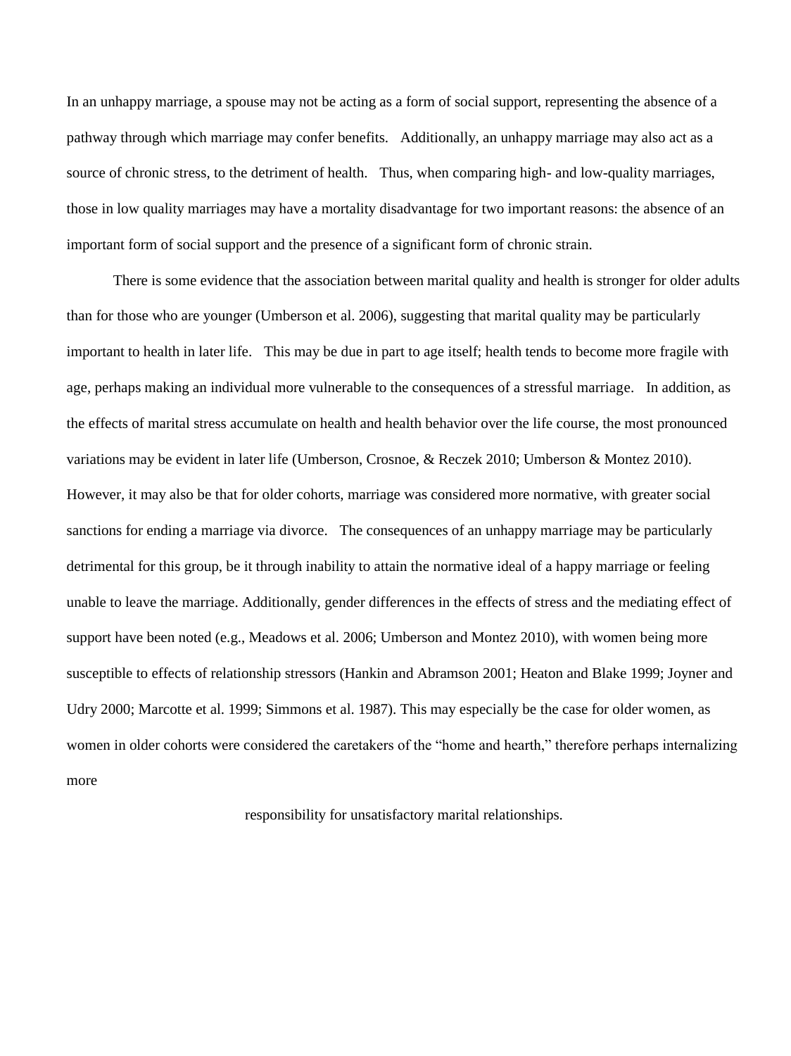In an unhappy marriage, a spouse may not be acting as a form of social support, representing the absence of a pathway through which marriage may confer benefits. Additionally, an unhappy marriage may also act as a source of chronic stress, to the detriment of health. Thus, when comparing high- and low-quality marriages, those in low quality marriages may have a mortality disadvantage for two important reasons: the absence of an important form of social support and the presence of a significant form of chronic strain.

There is some evidence that the association between marital quality and health is stronger for older adults than for those who are younger (Umberson et al. 2006), suggesting that marital quality may be particularly important to health in later life. This may be due in part to age itself; health tends to become more fragile with age, perhaps making an individual more vulnerable to the consequences of a stressful marriage. In addition, as the effects of marital stress accumulate on health and health behavior over the life course, the most pronounced variations may be evident in later life (Umberson, Crosnoe, & Reczek 2010; Umberson & Montez 2010). However, it may also be that for older cohorts, marriage was considered more normative, with greater social sanctions for ending a marriage via divorce. The consequences of an unhappy marriage may be particularly detrimental for this group, be it through inability to attain the normative ideal of a happy marriage or feeling unable to leave the marriage. Additionally, gender differences in the effects of stress and the mediating effect of support have been noted (e.g., Meadows et al. 2006; Umberson and Montez 2010), with women being more susceptible to effects of relationship stressors (Hankin and Abramson 2001; Heaton and Blake 1999; Joyner and Udry 2000; Marcotte et al. 1999; Simmons et al. 1987). This may especially be the case for older women, as women in older cohorts were considered the caretakers of the "home and hearth," therefore perhaps internalizing more responsibility for unsatisfactory marital relationships.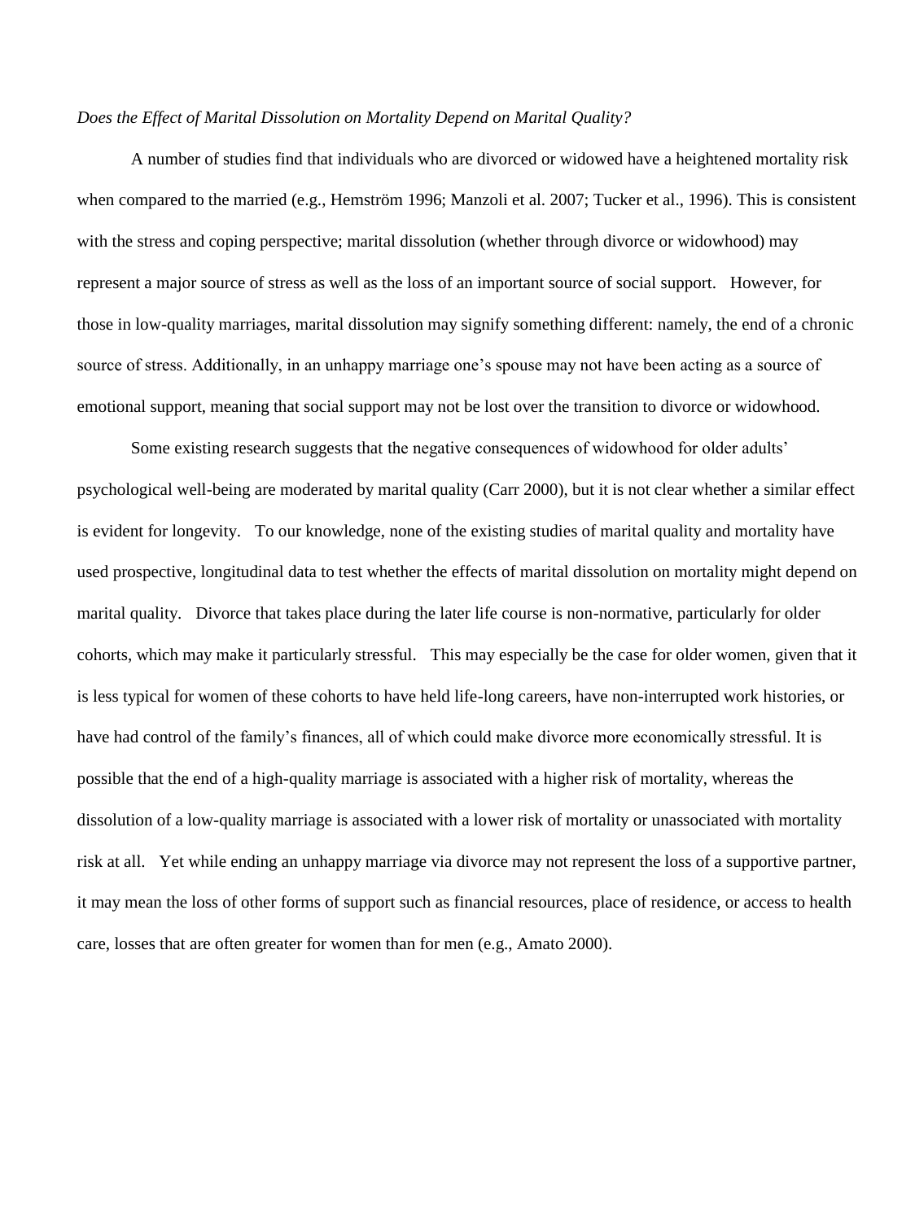*Does the Effect of Marital Dissolution on Mortality Depend on Marital Quality?*

A number of studies find that individuals who are divorced or widowed have a heightened mortality risk when compared to the married (e.g., Hemström 1996; Manzoli et al. 2007; Tucker et al., 1996). This is consistent with the stress and coping perspective; marital dissolution (whether through divorce or widowhood) may represent a major source of stress as well as the loss of an important source of social support. However, for those in low-quality marriages, marital dissolution may signify something different: namely, the end of a chronic source of stress. Additionally, in an unhappy marriage one's spouse may not have been acting as a source of emotional support, meaning that social support may not be lost over the transition to divorce or widowhood.

Some existing research suggests that the negative consequences of widowhood for older adults' psychological well-being are moderated by marital quality (Carr 2000), but it is not clear whether a similar effect is evident for longevity. To our knowledge, none of the existing studies of marital quality and mortality have used prospective, longitudinal data to test whether the effects of marital dissolution on mortality might depend on marital quality. Divorce that takes place during the later life course is non-normative, particularly for older cohorts, which may make it particularly stressful. This may especially be the case for older women, given that it is less typical for women of these cohorts to have held life-long careers, have non-interrupted work histories, or have had control of the family's finances, all of which could make divorce more economically stressful. It is possible that the end of a high-quality marriage is associated with a higher risk of mortality, whereas the dissolution of a low-quality marriage is associated with a lower risk of mortality or unassociated with mortality risk at all. Yet while ending an unhappy marriage via divorce may not represent the loss of a supportive partner, it may mean the loss of other forms of support such as financial resources, place of residence, or access to health care, losses that are often greater for women than for men (e.g., Amato 2000).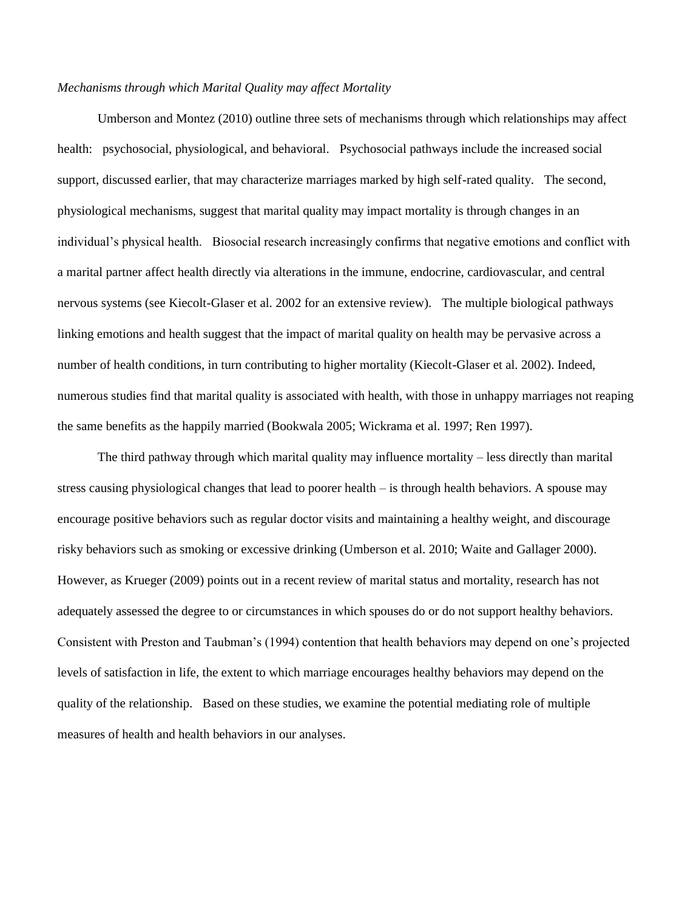*Mechanisms through which Marital Quality may affect Mortality*

Umberson and Montez (2010) outline three sets of mechanisms through which relationships may affect health: psychosocial, physiological, and behavioral. Psychosocial pathways include the increased social support, discussed earlier, that may characterize marriages marked by high self-rated quality. The second, physiological mechanisms, suggest that marital quality may impact mortality is through changes in an individual's physical health. Biosocial research increasingly confirms that negative emotions and conflict with a marital partner affect health directly via alterations in the immune, endocrine, cardiovascular, and central nervous systems (see Kiecolt-Glaser et al. 2002 for an extensive review). The multiple biological pathways linking emotions and health suggest that the impact of marital quality on health may be pervasive across a number of health conditions, in turn contributing to higher mortality (Kiecolt-Glaser et al. 2002). Indeed, numerous studies find that marital quality is associated with health, with those in unhappy marriages not reaping the same benefits as the happily married (Bookwala 2005; Wickrama et al. 1997; Ren 1997).

The third pathway through which marital quality may influence mortality – less directly than marital stress causing physiological changes that lead to poorer health – is through health behaviors. A spouse may encourage positive behaviors such as regular doctor visits and maintaining a healthy weight, and discourage risky behaviors such as smoking or excessive drinking (Umberson et al. 2010; Waite and Gallager 2000). However, as Krueger (2009) points out in a recent review of marital status and mortality, research has not adequately assessed the degree to or circumstances in which spouses do or do not support healthy behaviors. Consistent with Preston and Taubman's (1994) contention that health behaviors may depend on one's projected levels of satisfaction in life, the extent to which marriage encourages healthy behaviors may depend on the quality of the relationship. Based on these studies, we examine the potential mediating role of multiple measures of health and health behaviors in our analyses.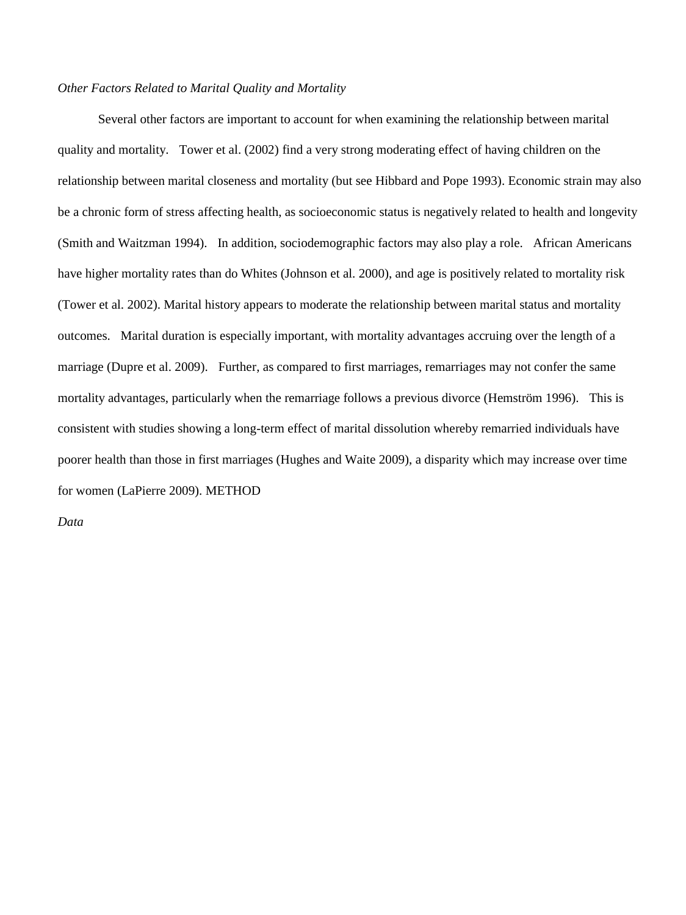*Other Factors Related to Marital Quality and Mortality*

Several other factors are important to account for when examining the relationship between marital quality and mortality. Tower et al. (2002) find a very strong moderating effect of having children on the relationship between marital closeness and mortality (but see Hibbard and Pope 1993). Economic strain may also be a chronic form of stress affecting health, as socioeconomic status is negatively related to health and longevity (Smith and Waitzman 1994). In addition, sociodemographic factors may also play a role. African Americans have higher mortality rates than do Whites (Johnson et al. 2000), and age is positively related to mortality risk (Tower et al. 2002). Marital history appears to moderate the relationship between marital status and mortality outcomes. Marital duration is especially important, with mortality advantages accruing over the length of a marriage (Dupre et al. 2009). Further, as compared to first marriages, remarriages may not confer the same mortality advantages, particularly when the remarriage follows a previous divorce (Hemström 1996). This is consistent with studies showing a long-term effect of marital dissolution whereby remarried individuals have poorer health than those in first marriages (Hughes and Waite 2009), a disparity which may increase over time for women (LaPierre 2009).

## METHOD

*Data*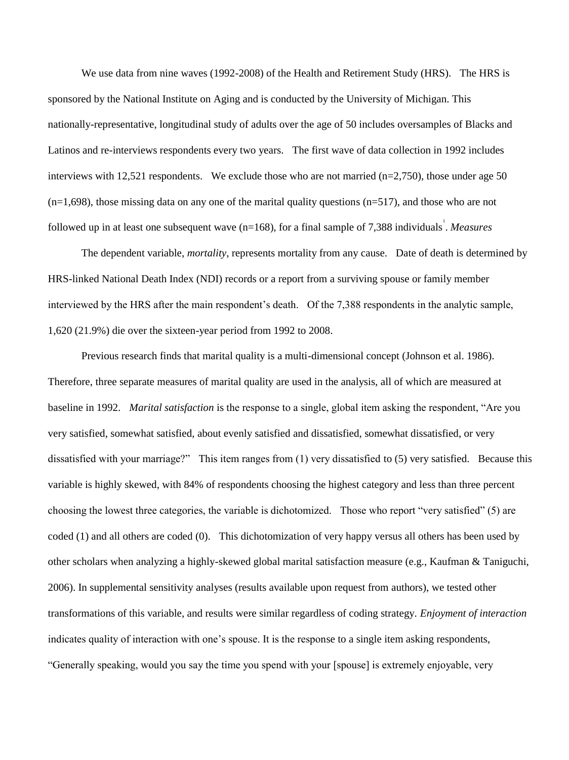We use data from nine waves (1992-2008) of the Health and Retirement Study (HRS). The HRS is sponsored by the National Institute on Aging and is conducted by the University of Michigan. This nationally-representative, longitudinal study of adults over the age of 50 includes oversamples of Blacks and Latinos and re-interviews respondents every two years. The first wave of data collection in 1992 includes interviews with 12,521 respondents. We exclude those who are not married (n=2,750), those under age 50 (n=1,698), those missing data on any one of the marital quality questions (n=517), and those who are not followed up in at least one subsequent wave (n=168), for a final sample of 7,388 individuals[1]. *Measures*

The dependent variable, *mortality*, represents mortality from any cause. Date of death is determined by HRS-linked National Death Index (NDI) records or a report from a surviving spouse or family member interviewed by the HRS after the main respondent's death. Of the 7,388 respondents in the analytic sample, 1,620 (21.9%) die over the sixteen-year period from 1992 to 2008.

Previous research finds that marital quality is a multi-dimensional concept (Johnson et al. 1986). Therefore, three separate measures of marital quality are used in the analysis, all of which are measured at baseline in 1992. *Marital satisfaction* is the response to a single, global item asking the respondent, "Are you very satisfied, somewhat satisfied, about evenly satisfied and dissatisfied, somewhat dissatisfied, or very dissatisfied with your marriage?" This item ranges from (1) very dissatisfied to (5) very satisfied. Because this variable is highly skewed, with 84% of respondents choosing the highest category and less than three percent choosing the lowest three categories, the variable is dichotomized. Those who report "very satisfied" (5) are coded (1) and all others are coded (0). This dichotomization of very happy versus all others has been used by other scholars when analyzing a highly-skewed global marital satisfaction measure (e.g., Kaufman & Taniguchi, 2006). In supplemental sensitivity analyses (results available upon request from authors), we tested other transformations of this variable, and results were similar regardless of coding strategy. *Enjoyment of interaction* indicates quality of interaction with one's spouse. It is the response to a single item asking respondents, "Generally speaking, would you say the time you spend with your [spouse] is extremely enjoyable, very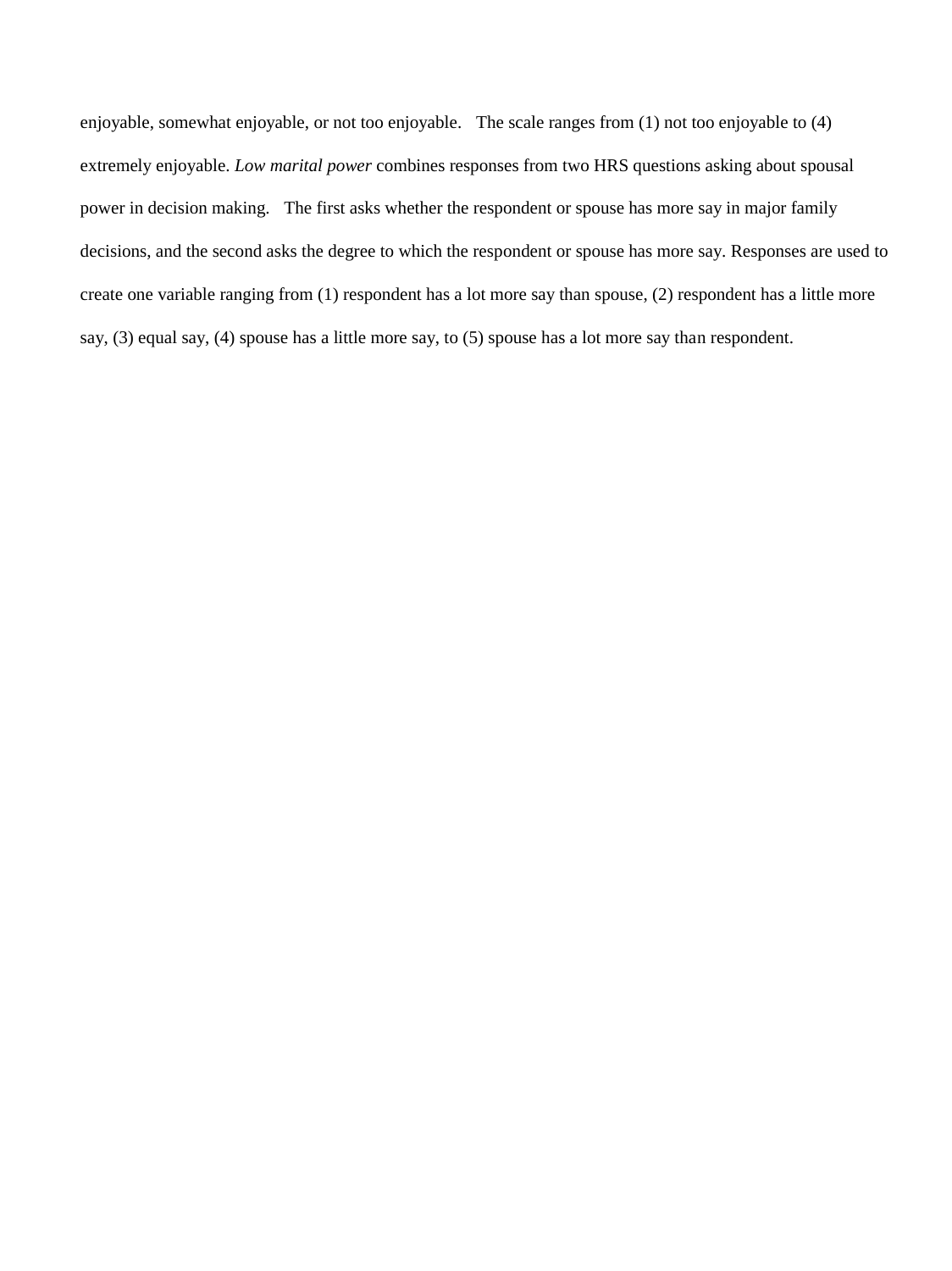enjoyable, somewhat enjoyable, or not too enjoyable. The scale ranges from (1) not too enjoyable to (4) extremely enjoyable. *Low marital power* combines responses from two HRS questions asking about spousal power in decision making. The first asks whether the respondent or spouse has more say in major family decisions, and the second asks the degree to which the respondent or spouse has more say. Responses are used to create one variable ranging from (1) respondent has a lot more say than spouse, (2) respondent has a little more say, (3) equal say, (4) spouse has a little more say, to (5) spouse has a lot more say than respondent.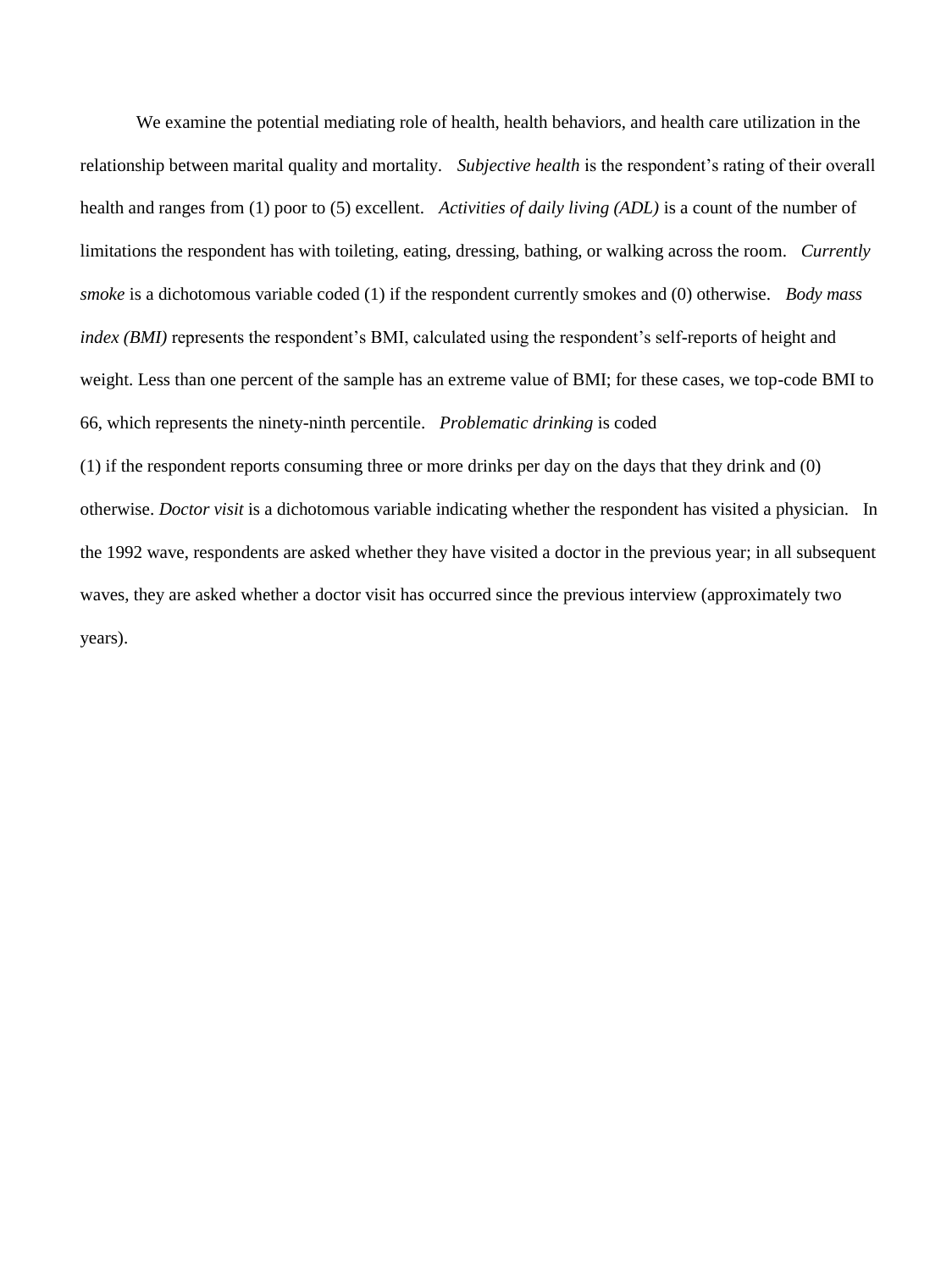We examine the potential mediating role of health, health behaviors, and health care utilization in the relationship between marital quality and mortality. *Subjective health* is the respondent's rating of their overall health and ranges from (1) poor to (5) excellent. *Activities of daily living (ADL)* is a count of the number of limitations the respondent has with toileting, eating, dressing, bathing, or walking across the room. *Currently smoke* is a dichotomous variable coded (1) if the respondent currently smokes and (0) otherwise. *Body mass index (BMI)* represents the respondent's BMI, calculated using the respondent's self-reports of height and weight. Less than one percent of the sample has an extreme value of BMI; for these cases, we top-code BMI to 66, which represents the ninety-ninth percentile. *Problematic drinking* is coded (1) if the respondent reports consuming three or more drinks per day on the days that they drink and (0) otherwise. *Doctor visit* is a dichotomous variable indicating whether the respondent has visited a physician. In the 1992 wave, respondents are asked whether they have visited a doctor in the previous year; in all subsequent waves, they are asked whether a doctor visit has occurred since the previous interview (approximately two years).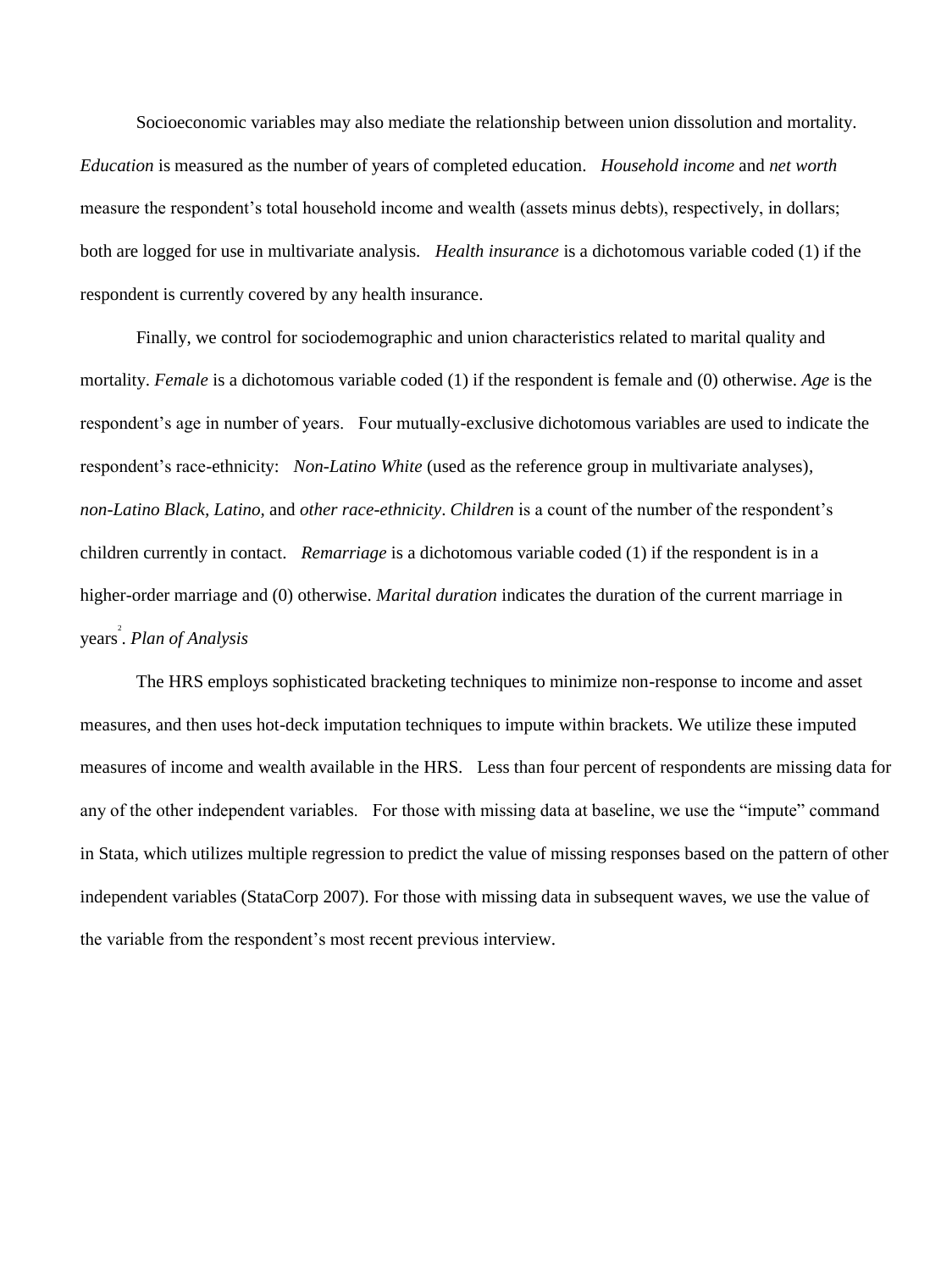Socioeconomic variables may also mediate the relationship between union dissolution and mortality. *Education* is measured as the number of years of completed education. *Household income* and *net worth* measure the respondent's total household income and wealth (assets minus debts), respectively, in dollars; both are logged for use in multivariate analysis. *Health insurance* is a dichotomous variable coded (1) if the respondent is currently covered by any health insurance.

Finally, we control for sociodemographic and union characteristics related to marital quality and mortality. *Female* is a dichotomous variable coded (1) if the respondent is female and (0) otherwise. *Age* is the respondent's age in number of years. Four mutually-exclusive dichotomous variables are used to indicate the respondent's race-ethnicity: *Non-Latino White* (used as the reference group in multivariate analyses), *non-Latino Black, Latino,* and *other race-ethnicity*. *Children* is a count of the number of the respondent's children currently in contact. *Remarriage* is a dichotomous variable coded (1) if the respondent is in a higher-order marriage and (0) otherwise. *Marital duration* indicates the duration of the current marriage in years[2].

### *Plan of Analysis*

The HRS employs sophisticated bracketing techniques to minimize non-response to income and asset measures, and then uses hot-deck imputation techniques to impute within brackets. We utilize these imputed measures of income and wealth available in the HRS. Less than four percent of respondents are missing data for any of the other independent variables. For those with missing data at baseline, we use the "impute" command in Stata, which utilizes multiple regression to predict the value of missing responses based on the pattern of other independent variables (StataCorp 2007). For those with missing data in subsequent waves, we use the value of the variable from the respondent's most recent previous interview.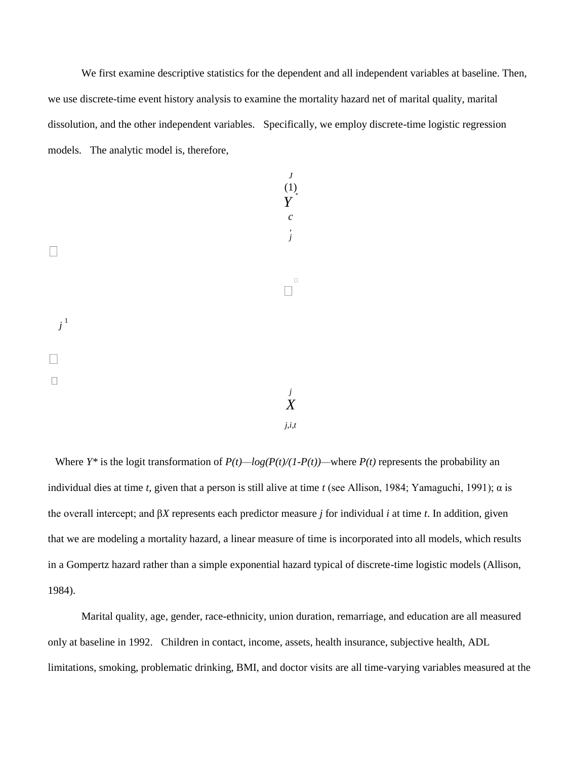We first examine descriptive statistics for the dependent and all independent variables at baseline. Then, we use discrete-time event history analysis to examine the mortality hazard net of marital quality, marital dissolution, and the other independent variables. Specifically, we employ discrete-time logistic regression models. The analytic model is, therefore,

$$(1) \quad Y^{*}_{c,j} = \alpha + \sum_{j=1}^{J} \beta_j X_{j,i,t}$$

Where $Y^*$ is the logit transformation of *P(t)*—*log(P(t)/(1-P(t))*—where *P(t)* represents the probability an individual dies at time *t*, given that a person is still alive at time *t* (see Allison, 1984; Yamaguchi, 1991); α is the overall intercept; and β*X* represents each predictor measure *j* for individual *i* at time *t*. In addition, given that we are modeling a mortality hazard, a linear measure of time is incorporated into all models, which results in a Gompertz hazard rather than a simple exponential hazard typical of discrete-time logistic models (Allison, 1984).

Marital quality, age, gender, race-ethnicity, union duration, remarriage, and education are all measured only at baseline in 1992. Children in contact, income, assets, health insurance, subjective health, ADL limitations, smoking, problematic drinking, BMI, and doctor visits are all time-varying variables measured at the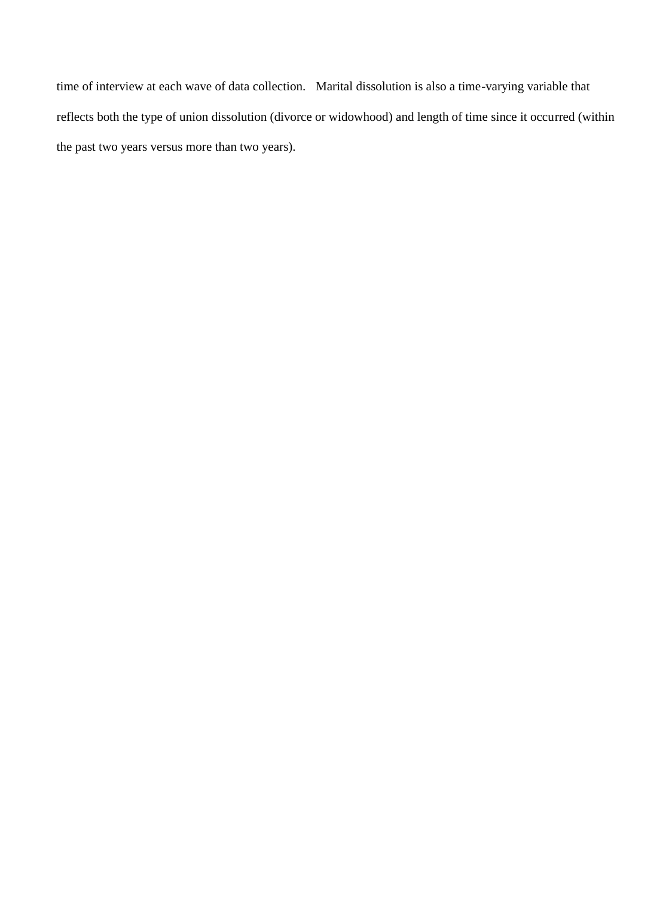time of interview at each wave of data collection. Marital dissolution is also a time-varying variable that reflects both the type of union dissolution (divorce or widowhood) and length of time since it occurred (within the past two years versus more than two years).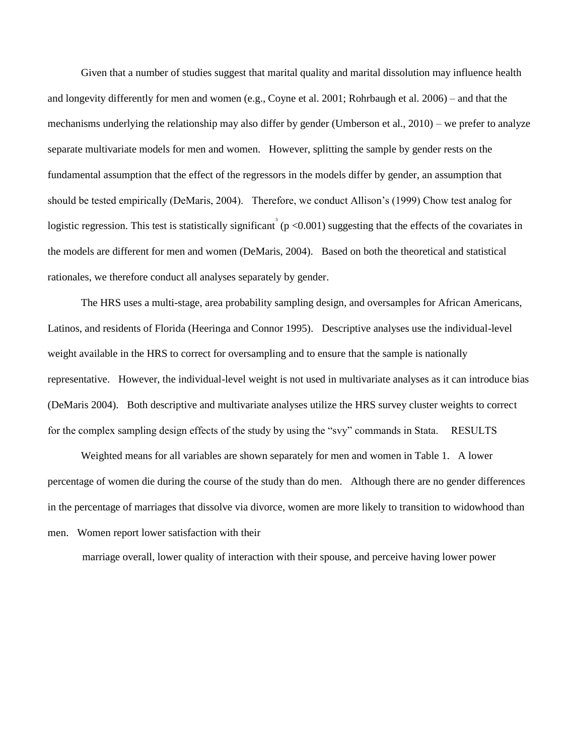Given that a number of studies suggest that marital quality and marital dissolution may influence health and longevity differently for men and women (e.g., Coyne et al. 2001; Rohrbaugh et al. 2006) – and that the mechanisms underlying the relationship may also differ by gender (Umberson et al., 2010) – we prefer to analyze separate multivariate models for men and women. However, splitting the sample by gender rests on the fundamental assumption that the effect of the regressors in the models differ by gender, an assumption that should be tested empirically (DeMaris, 2004). Therefore, we conduct Allison's (1999) Chow test analog for logistic regression. This test is statistically significant[3] ($p < 0.001$) suggesting that the effects of the covariates in the models are different for men and women (DeMaris, 2004). Based on both the theoretical and statistical rationales, we therefore conduct all analyses separately by gender.

The HRS uses a multi-stage, area probability sampling design, and oversamples for African Americans, Latinos, and residents of Florida (Heeringa and Connor 1995). Descriptive analyses use the individual-level weight available in the HRS to correct for oversampling and to ensure that the sample is nationally representative. However, the individual-level weight is not used in multivariate analyses as it can introduce bias (DeMaris 2004). Both descriptive and multivariate analyses utilize the HRS survey cluster weights to correct for the complex sampling design effects of the study by using the "svy" commands in Stata.

## RESULTS

Weighted means for all variables are shown separately for men and women in Table 1. A lower percentage of women die during the course of the study than do men. Although there are no gender differences in the percentage of marriages that dissolve via divorce, women are more likely to transition to widowhood than men. Women report lower satisfaction with their marriage overall, lower quality of interaction with their spouse, and perceive having lower power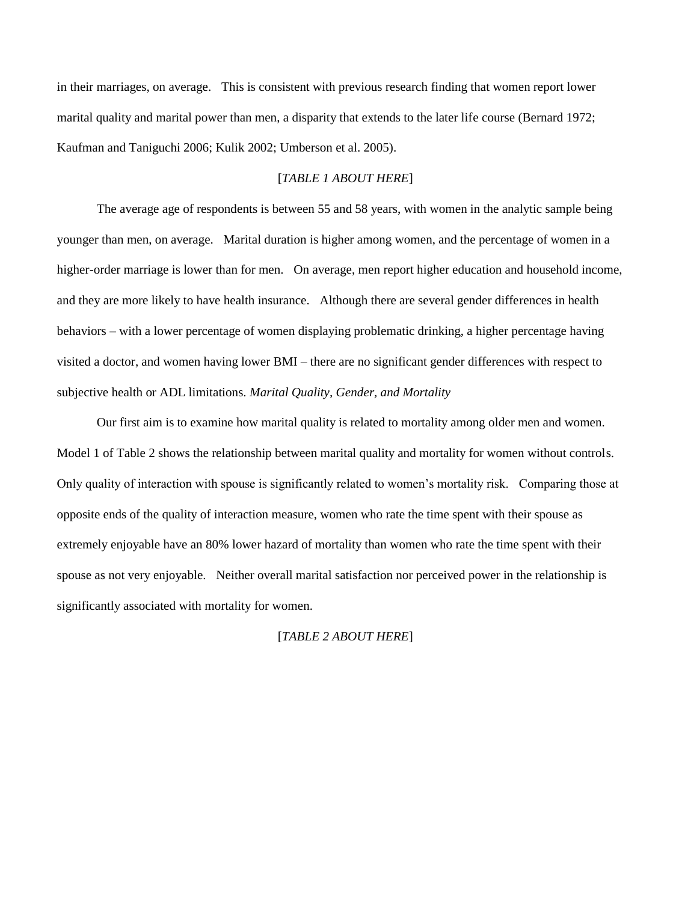in their marriages, on average. This is consistent with previous research finding that women report lower marital quality and marital power than men, a disparity that extends to the later life course (Bernard 1972; Kaufman and Taniguchi 2006; Kulik 2002; Umberson et al. 2005).

[*TABLE 1 ABOUT HERE*]

The average age of respondents is between 55 and 58 years, with women in the analytic sample being younger than men, on average. Marital duration is higher among women, and the percentage of women in a higher-order marriage is lower than for men. On average, men report higher education and household income, and they are more likely to have health insurance. Although there are several gender differences in health behaviors – with a lower percentage of women displaying problematic drinking, a higher percentage having visited a doctor, and women having lower BMI – there are no significant gender differences with respect to subjective health or ADL limitations.

### *Marital Quality, Gender, and Mortality*

Our first aim is to examine how marital quality is related to mortality among older men and women. Model 1 of Table 2 shows the relationship between marital quality and mortality for women without controls. Only quality of interaction with spouse is significantly related to women's mortality risk. Comparing those at opposite ends of the quality of interaction measure, women who rate the time spent with their spouse as extremely enjoyable have an 80% lower hazard of mortality than women who rate the time spent with their spouse as not very enjoyable. Neither overall marital satisfaction nor perceived power in the relationship is significantly associated with mortality for women.

[*TABLE 2 ABOUT HERE*]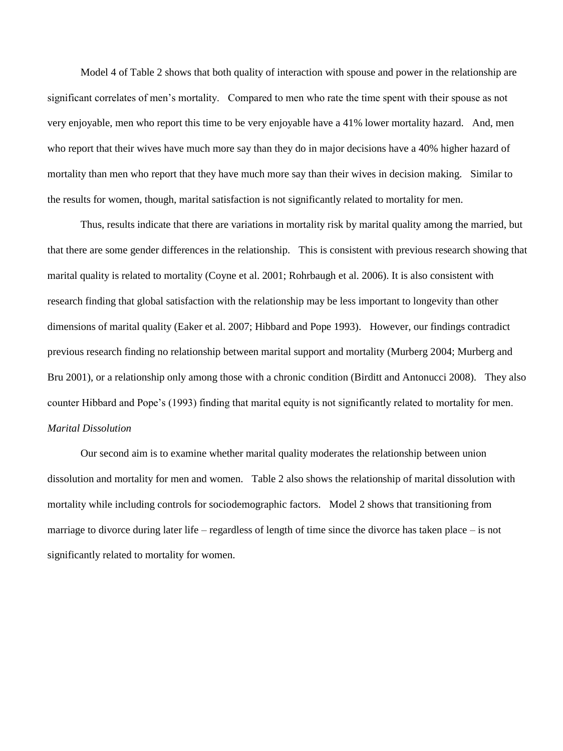Model 4 of Table 2 shows that both quality of interaction with spouse and power in the relationship are significant correlates of men's mortality. Compared to men who rate the time spent with their spouse as not very enjoyable, men who report this time to be very enjoyable have a 41% lower mortality hazard. And, men who report that their wives have much more say than they do in major decisions have a 40% higher hazard of mortality than men who report that they have much more say than their wives in decision making. Similar to the results for women, though, marital satisfaction is not significantly related to mortality for men.

Thus, results indicate that there are variations in mortality risk by marital quality among the married, but that there are some gender differences in the relationship. This is consistent with previous research showing that marital quality is related to mortality (Coyne et al. 2001; Rohrbaugh et al. 2006). It is also consistent with research finding that global satisfaction with the relationship may be less important to longevity than other dimensions of marital quality (Eaker et al. 2007; Hibbard and Pope 1993). However, our findings contradict previous research finding no relationship between marital support and mortality (Murberg 2004; Murberg and Bru 2001), or a relationship only among those with a chronic condition (Birditt and Antonucci 2008). They also counter Hibbard and Pope's (1993) finding that marital equity is not significantly related to mortality for men.

*Marital Dissolution*

Our second aim is to examine whether marital quality moderates the relationship between union dissolution and mortality for men and women. Table 2 also shows the relationship of marital dissolution with mortality while including controls for sociodemographic factors. Model 2 shows that transitioning from marriage to divorce during later life – regardless of length of time since the divorce has taken place – is not significantly related to mortality for women.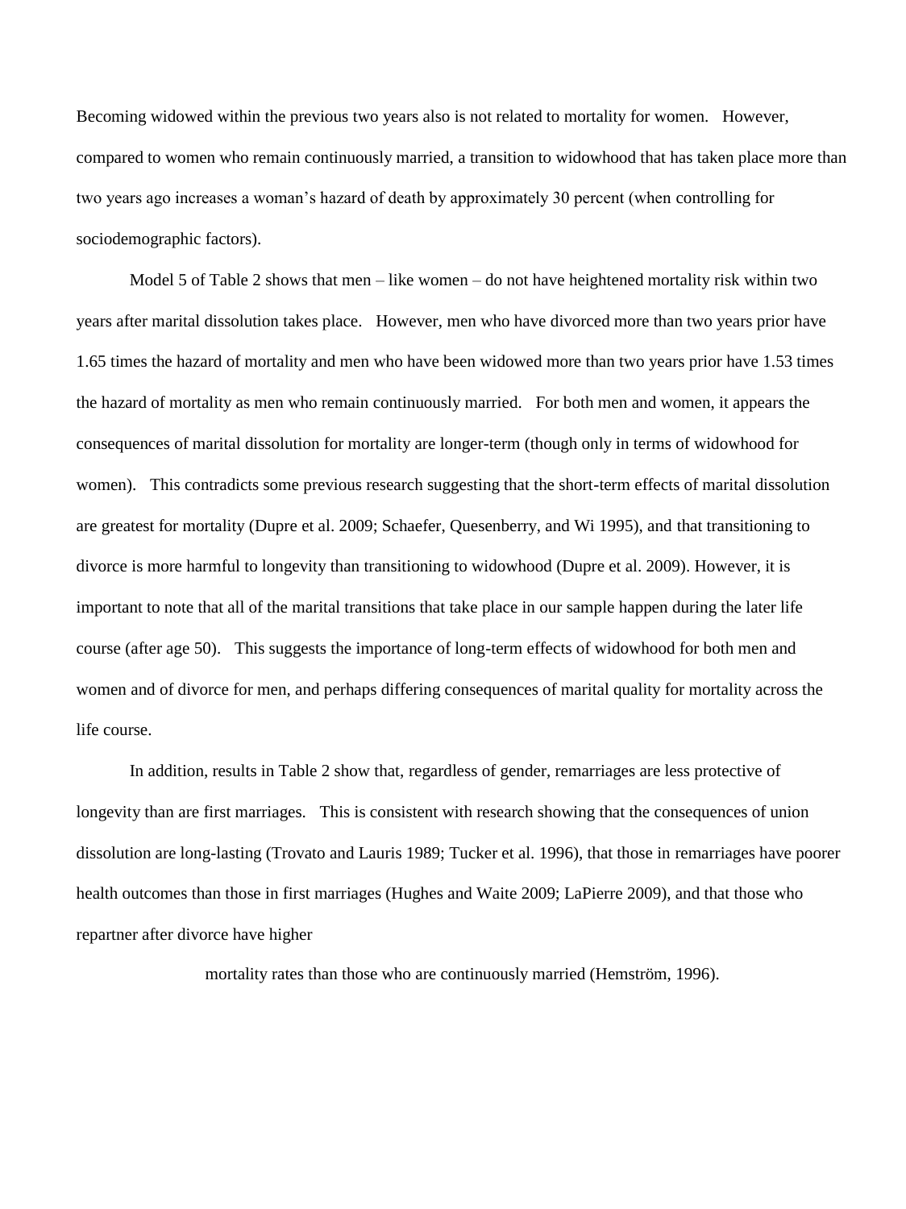Becoming widowed within the previous two years also is not related to mortality for women. However, compared to women who remain continuously married, a transition to widowhood that has taken place more than two years ago increases a woman's hazard of death by approximately 30 percent (when controlling for sociodemographic factors).

Model 5 of Table 2 shows that men – like women – do not have heightened mortality risk within two years after marital dissolution takes place. However, men who have divorced more than two years prior have 1.65 times the hazard of mortality and men who have been widowed more than two years prior have 1.53 times the hazard of mortality as men who remain continuously married. For both men and women, it appears the consequences of marital dissolution for mortality are longer-term (though only in terms of widowhood for women). This contradicts some previous research suggesting that the short-term effects of marital dissolution are greatest for mortality (Dupre et al. 2009; Schaefer, Quesenberry, and Wi 1995), and that transitioning to divorce is more harmful to longevity than transitioning to widowhood (Dupre et al. 2009). However, it is important to note that all of the marital transitions that take place in our sample happen during the later life course (after age 50). This suggests the importance of long-term effects of widowhood for both men and women and of divorce for men, and perhaps differing consequences of marital quality for mortality across the life course.

In addition, results in Table 2 show that, regardless of gender, remarriages are less protective of longevity than are first marriages. This is consistent with research showing that the consequences of union dissolution are long-lasting (Trovato and Lauris 1989; Tucker et al. 1996), that those in remarriages have poorer health outcomes than those in first marriages (Hughes and Waite 2009; LaPierre 2009), and that those who repartner after divorce have higher mortality rates than those who are continuously married (Hemström, 1996).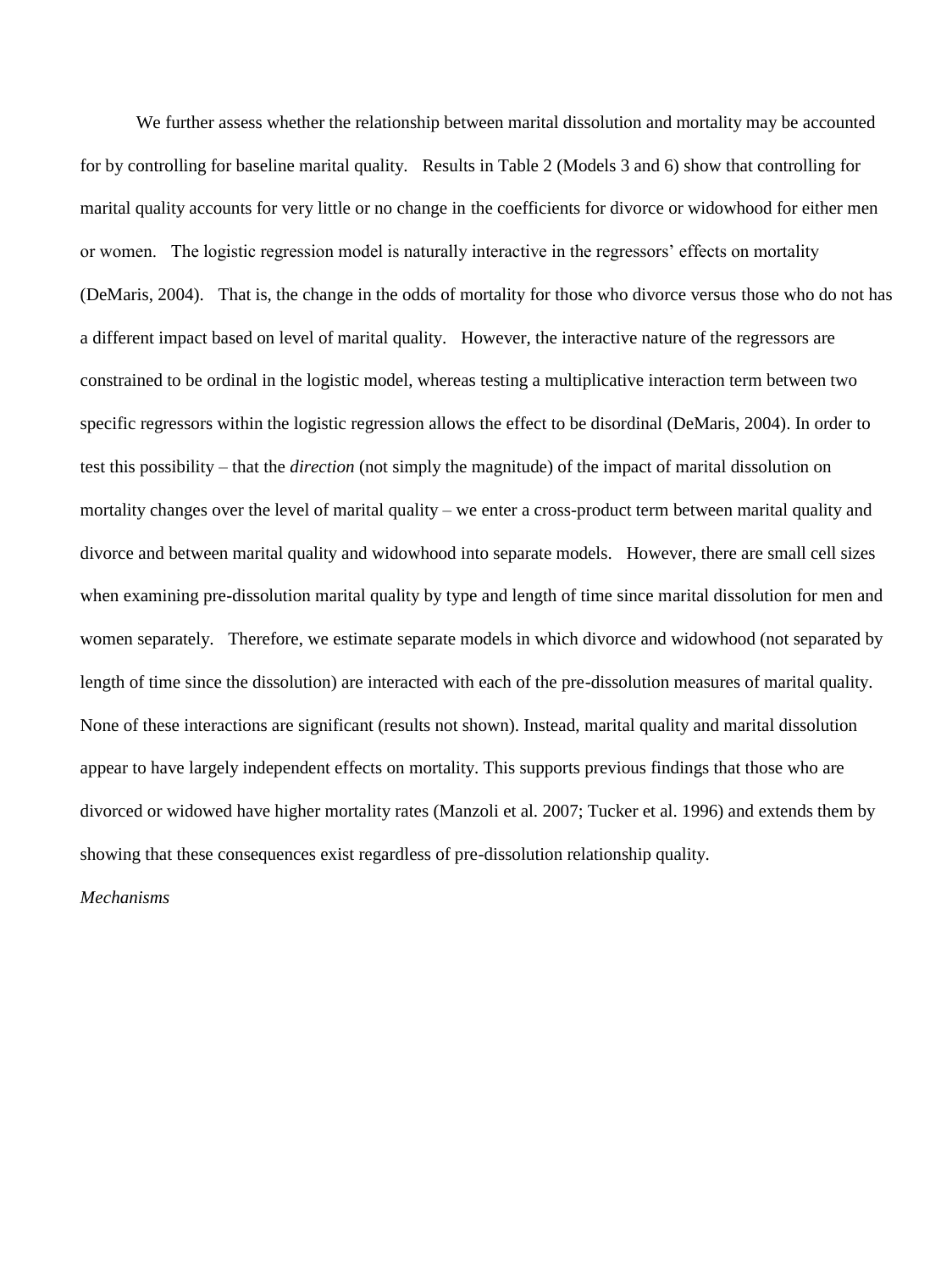We further assess whether the relationship between marital dissolution and mortality may be accounted for by controlling for baseline marital quality. Results in Table 2 (Models 3 and 6) show that controlling for marital quality accounts for very little or no change in the coefficients for divorce or widowhood for either men or women. The logistic regression model is naturally interactive in the regressors' effects on mortality (DeMaris, 2004). That is, the change in the odds of mortality for those who divorce versus those who do not has a different impact based on level of marital quality. However, the interactive nature of the regressors are constrained to be ordinal in the logistic model, whereas testing a multiplicative interaction term between two specific regressors within the logistic regression allows the effect to be disordinal (DeMaris, 2004). In order to test this possibility – that the *direction* (not simply the magnitude) of the impact of marital dissolution on mortality changes over the level of marital quality – we enter a cross-product term between marital quality and divorce and between marital quality and widowhood into separate models. However, there are small cell sizes when examining pre-dissolution marital quality by type and length of time since marital dissolution for men and women separately. Therefore, we estimate separate models in which divorce and widowhood (not separated by length of time since the dissolution) are interacted with each of the pre-dissolution measures of marital quality. None of these interactions are significant (results not shown). Instead, marital quality and marital dissolution appear to have largely independent effects on mortality. This supports previous findings that those who are divorced or widowed have higher mortality rates (Manzoli et al. 2007; Tucker et al. 1996) and extends them by showing that these consequences exist regardless of pre-dissolution relationship quality.

*Mechanisms*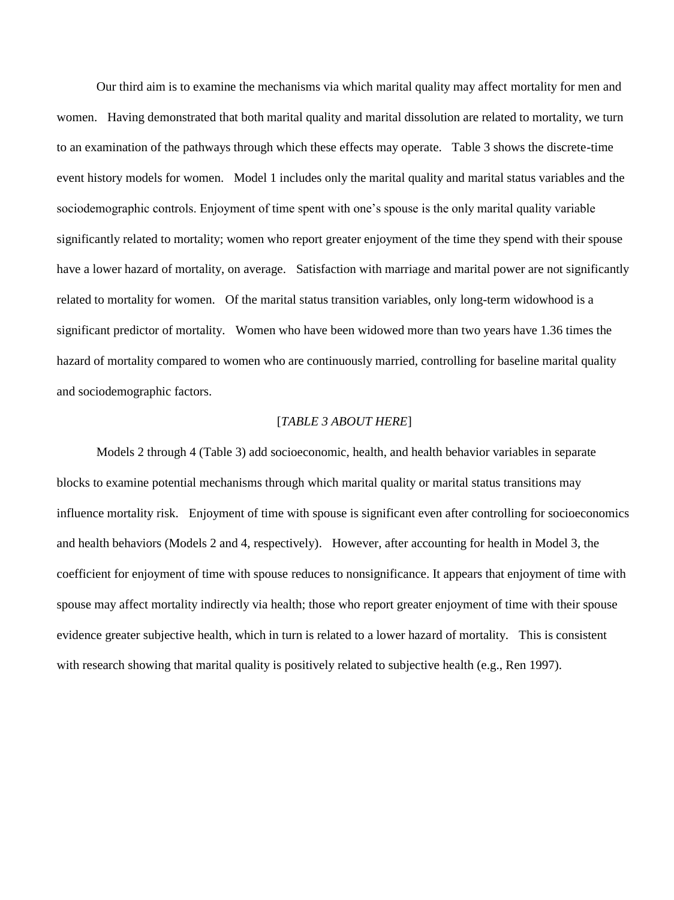Our third aim is to examine the mechanisms via which marital quality may affect mortality for men and women. Having demonstrated that both marital quality and marital dissolution are related to mortality, we turn to an examination of the pathways through which these effects may operate. Table 3 shows the discrete-time event history models for women. Model 1 includes only the marital quality and marital status variables and the sociodemographic controls. Enjoyment of time spent with one's spouse is the only marital quality variable significantly related to mortality; women who report greater enjoyment of the time they spend with their spouse have a lower hazard of mortality, on average. Satisfaction with marriage and marital power are not significantly related to mortality for women. Of the marital status transition variables, only long-term widowhood is a significant predictor of mortality. Women who have been widowed more than two years have 1.36 times the hazard of mortality compared to women who are continuously married, controlling for baseline marital quality and sociodemographic factors.

[*TABLE 3 ABOUT HERE*]

Models 2 through 4 (Table 3) add socioeconomic, health, and health behavior variables in separate blocks to examine potential mechanisms through which marital quality or marital status transitions may influence mortality risk. Enjoyment of time with spouse is significant even after controlling for socioeconomics and health behaviors (Models 2 and 4, respectively). However, after accounting for health in Model 3, the coefficient for enjoyment of time with spouse reduces to nonsignificance. It appears that enjoyment of time with spouse may affect mortality indirectly via health; those who report greater enjoyment of time with their spouse evidence greater subjective health, which in turn is related to a lower hazard of mortality. This is consistent with research showing that marital quality is positively related to subjective health (e.g., Ren 1997).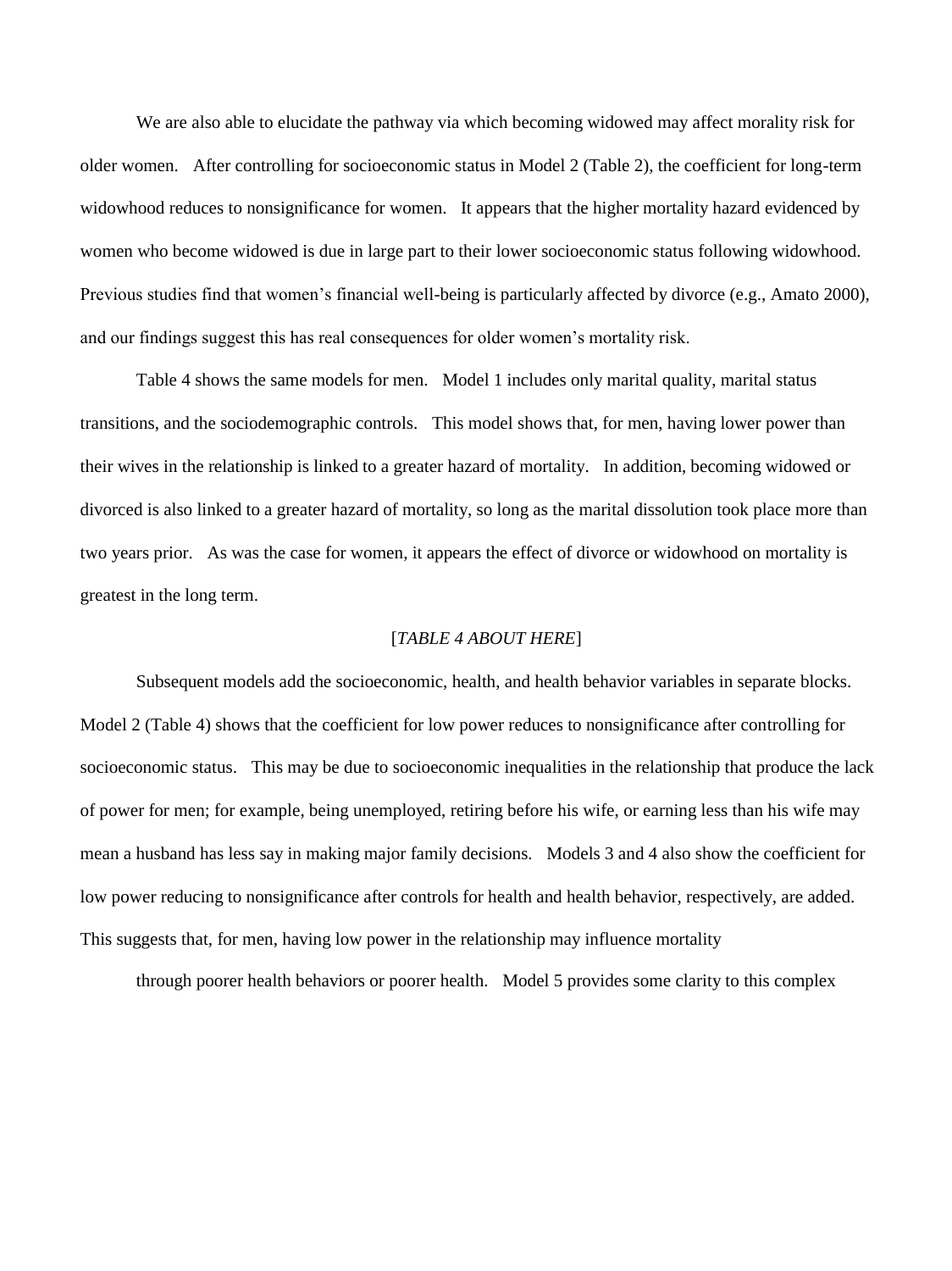We are also able to elucidate the pathway via which becoming widowed may affect morality risk for older women. After controlling for socioeconomic status in Model 2 (Table 2), the coefficient for long-term widowhood reduces to nonsignificance for women. It appears that the higher mortality hazard evidenced by women who become widowed is due in large part to their lower socioeconomic status following widowhood. Previous studies find that women's financial well-being is particularly affected by divorce (e.g., Amato 2000), and our findings suggest this has real consequences for older women's mortality risk.

Table 4 shows the same models for men. Model 1 includes only marital quality, marital status transitions, and the sociodemographic controls. This model shows that, for men, having lower power than their wives in the relationship is linked to a greater hazard of mortality. In addition, becoming widowed or divorced is also linked to a greater hazard of mortality, so long as the marital dissolution took place more than two years prior. As was the case for women, it appears the effect of divorce or widowhood on mortality is greatest in the long term.

[*TABLE 4 ABOUT HERE*]

Subsequent models add the socioeconomic, health, and health behavior variables in separate blocks. Model 2 (Table 4) shows that the coefficient for low power reduces to nonsignificance after controlling for socioeconomic status. This may be due to socioeconomic inequalities in the relationship that produce the lack of power for men; for example, being unemployed, retiring before his wife, or earning less than his wife may mean a husband has less say in making major family decisions. Models 3 and 4 also show the coefficient for low power reducing to nonsignificance after controls for health and health behavior, respectively, are added. This suggests that, for men, having low power in the relationship may influence mortality

through poorer health behaviors or poorer health. Model 5 provides some clarity to this complex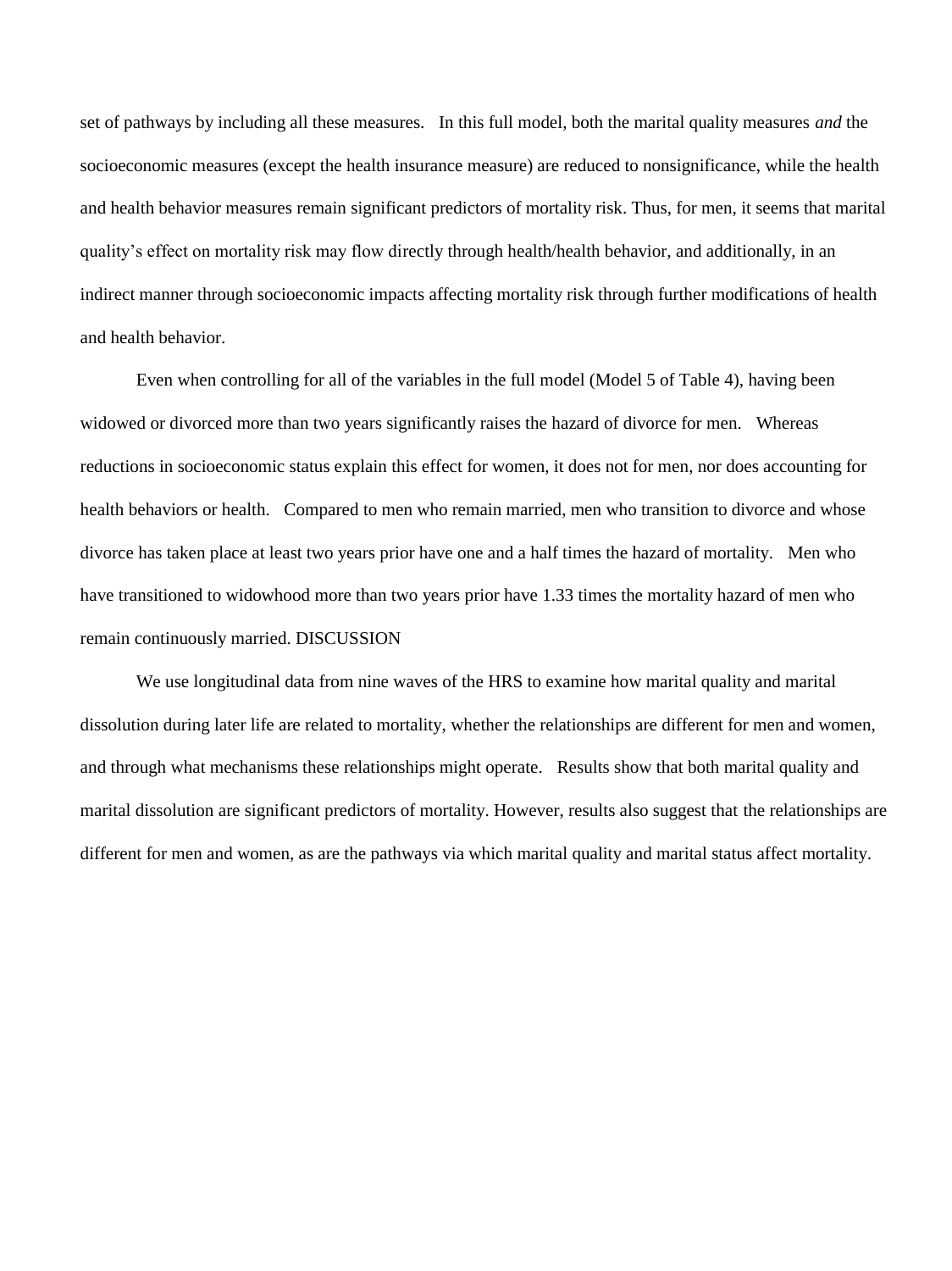set of pathways by including all these measures. In this full model, both the marital quality measures *and* the socioeconomic measures (except the health insurance measure) are reduced to nonsignificance, while the health and health behavior measures remain significant predictors of mortality risk. Thus, for men, it seems that marital quality's effect on mortality risk may flow directly through health/health behavior, and additionally, in an indirect manner through socioeconomic impacts affecting mortality risk through further modifications of health and health behavior.

Even when controlling for all of the variables in the full model (Model 5 of Table 4), having been widowed or divorced more than two years significantly raises the hazard of divorce for men. Whereas reductions in socioeconomic status explain this effect for women, it does not for men, nor does accounting for health behaviors or health. Compared to men who remain married, men who transition to divorce and whose divorce has taken place at least two years prior have one and a half times the hazard of mortality. Men who have transitioned to widowhood more than two years prior have 1.33 times the mortality hazard of men who remain continuously married.

## DISCUSSION

We use longitudinal data from nine waves of the HRS to examine how marital quality and marital dissolution during later life are related to mortality, whether the relationships are different for men and women, and through what mechanisms these relationships might operate. Results show that both marital quality and marital dissolution are significant predictors of mortality. However, results also suggest that the relationships are different for men and women, as are the pathways via which marital quality and marital status affect mortality.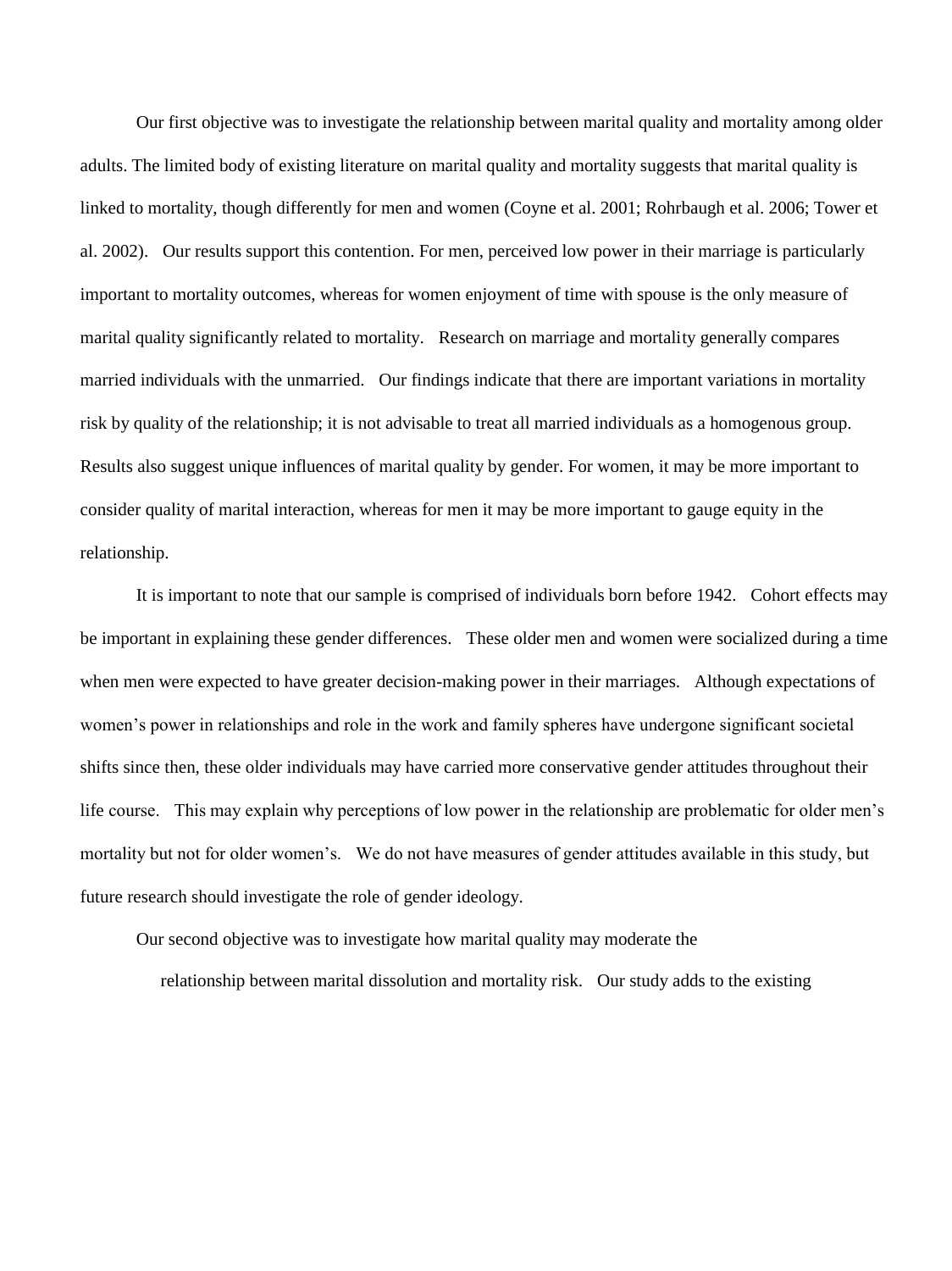Our first objective was to investigate the relationship between marital quality and mortality among older adults. The limited body of existing literature on marital quality and mortality suggests that marital quality is linked to mortality, though differently for men and women (Coyne et al. 2001; Rohrbaugh et al. 2006; Tower et al. 2002). Our results support this contention. For men, perceived low power in their marriage is particularly important to mortality outcomes, whereas for women enjoyment of time with spouse is the only measure of marital quality significantly related to mortality. Research on marriage and mortality generally compares married individuals with the unmarried. Our findings indicate that there are important variations in mortality risk by quality of the relationship; it is not advisable to treat all married individuals as a homogenous group. Results also suggest unique influences of marital quality by gender. For women, it may be more important to consider quality of marital interaction, whereas for men it may be more important to gauge equity in the relationship.

It is important to note that our sample is comprised of individuals born before 1942. Cohort effects may be important in explaining these gender differences. These older men and women were socialized during a time when men were expected to have greater decision-making power in their marriages. Although expectations of women's power in relationships and role in the work and family spheres have undergone significant societal shifts since then, these older individuals may have carried more conservative gender attitudes throughout their life course. This may explain why perceptions of low power in the relationship are problematic for older men's mortality but not for older women's. We do not have measures of gender attitudes available in this study, but future research should investigate the role of gender ideology.

Our second objective was to investigate how marital quality may moderate the relationship between marital dissolution and mortality risk. Our study adds to the existing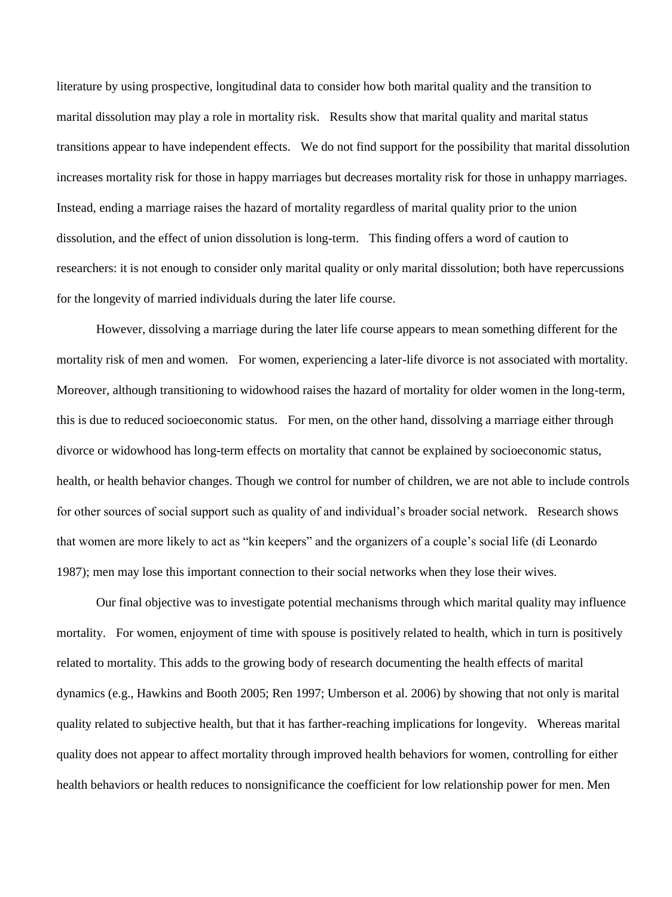literature by using prospective, longitudinal data to consider how both marital quality and the transition to marital dissolution may play a role in mortality risk. Results show that marital quality and marital status transitions appear to have independent effects. We do not find support for the possibility that marital dissolution increases mortality risk for those in happy marriages but decreases mortality risk for those in unhappy marriages. Instead, ending a marriage raises the hazard of mortality regardless of marital quality prior to the union dissolution, and the effect of union dissolution is long-term. This finding offers a word of caution to researchers: it is not enough to consider only marital quality or only marital dissolution; both have repercussions for the longevity of married individuals during the later life course.

However, dissolving a marriage during the later life course appears to mean something different for the mortality risk of men and women. For women, experiencing a later-life divorce is not associated with mortality. Moreover, although transitioning to widowhood raises the hazard of mortality for older women in the long-term, this is due to reduced socioeconomic status. For men, on the other hand, dissolving a marriage either through divorce or widowhood has long-term effects on mortality that cannot be explained by socioeconomic status, health, or health behavior changes. Though we control for number of children, we are not able to include controls for other sources of social support such as quality of and individual's broader social network. Research shows that women are more likely to act as "kin keepers" and the organizers of a couple's social life (di Leonardo 1987); men may lose this important connection to their social networks when they lose their wives.

Our final objective was to investigate potential mechanisms through which marital quality may influence mortality. For women, enjoyment of time with spouse is positively related to health, which in turn is positively related to mortality. This adds to the growing body of research documenting the health effects of marital dynamics (e.g., Hawkins and Booth 2005; Ren 1997; Umberson et al. 2006) by showing that not only is marital quality related to subjective health, but that it has farther-reaching implications for longevity. Whereas marital quality does not appear to affect mortality through improved health behaviors for women, controlling for either health behaviors or health reduces to nonsignificance the coefficient for low relationship power for men. Men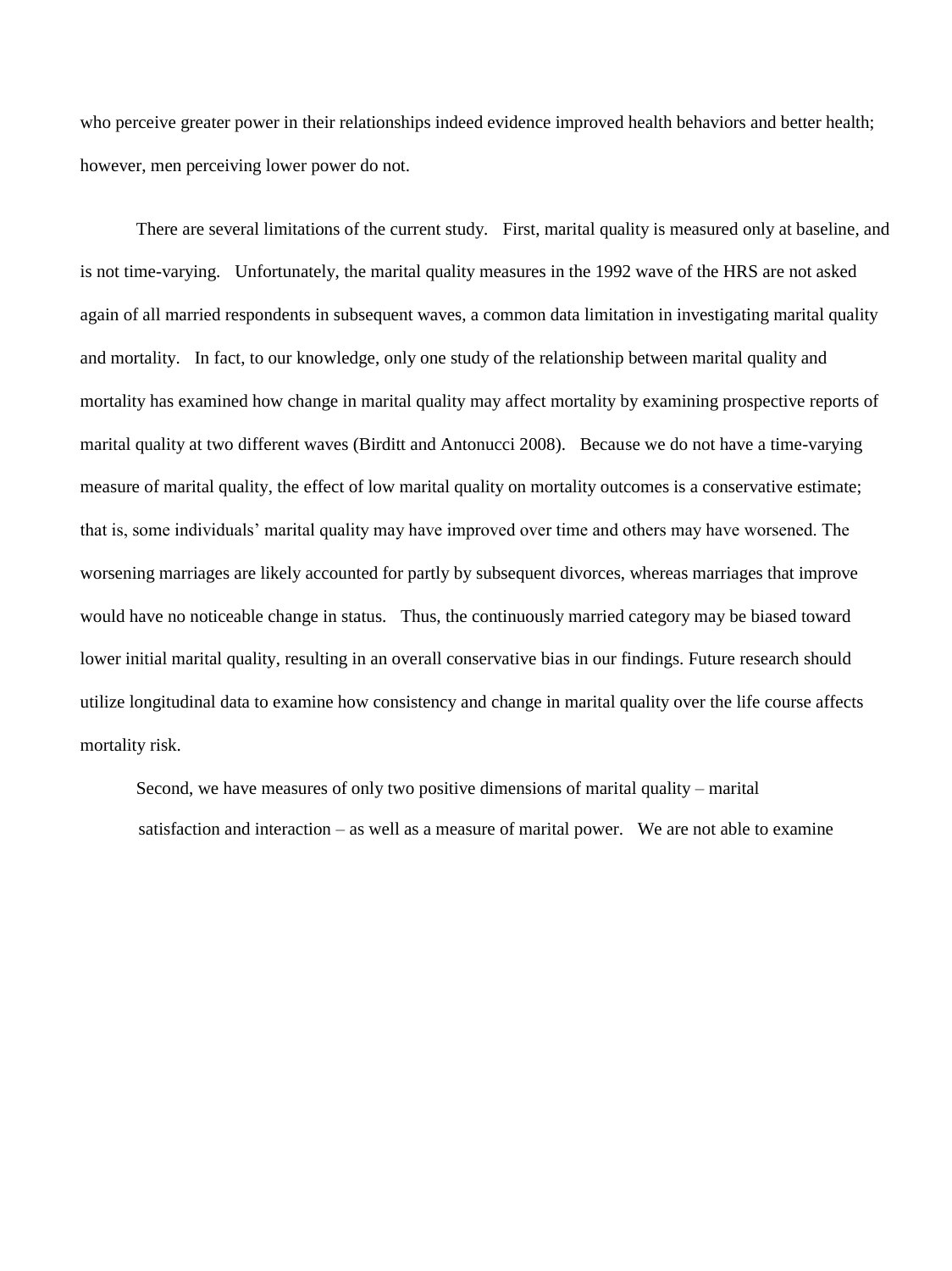who perceive greater power in their relationships indeed evidence improved health behaviors and better health; however, men perceiving lower power do not.

There are several limitations of the current study. First, marital quality is measured only at baseline, and is not time-varying. Unfortunately, the marital quality measures in the 1992 wave of the HRS are not asked again of all married respondents in subsequent waves, a common data limitation in investigating marital quality and mortality. In fact, to our knowledge, only one study of the relationship between marital quality and mortality has examined how change in marital quality may affect mortality by examining prospective reports of marital quality at two different waves (Birditt and Antonucci 2008). Because we do not have a time-varying measure of marital quality, the effect of low marital quality on mortality outcomes is a conservative estimate; that is, some individuals' marital quality may have improved over time and others may have worsened. The worsening marriages are likely accounted for partly by subsequent divorces, whereas marriages that improve would have no noticeable change in status. Thus, the continuously married category may be biased toward lower initial marital quality, resulting in an overall conservative bias in our findings. Future research should utilize longitudinal data to examine how consistency and change in marital quality over the life course affects mortality risk.

Second, we have measures of only two positive dimensions of marital quality – marital satisfaction and interaction – as well as a measure of marital power. We are not able to examine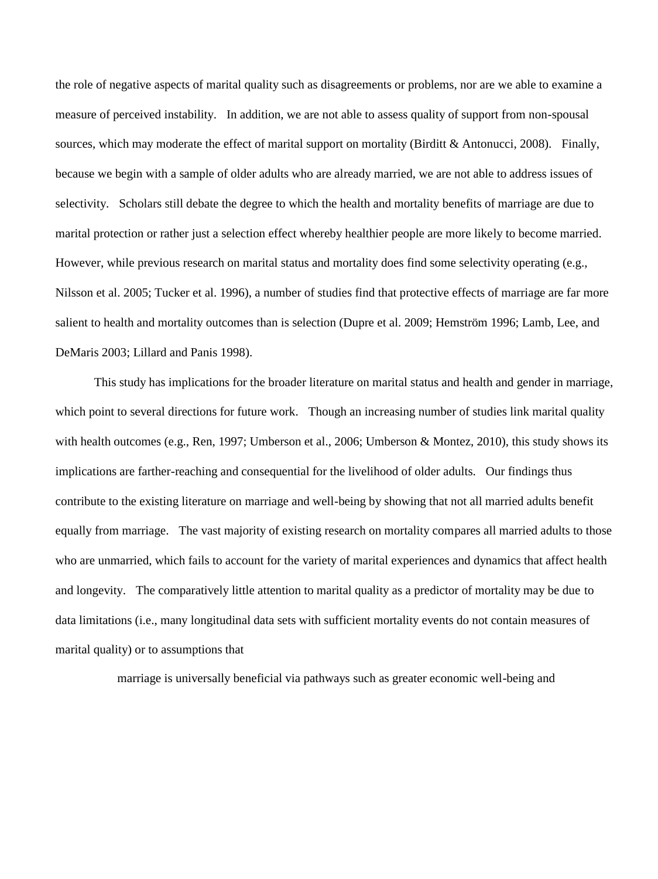the role of negative aspects of marital quality such as disagreements or problems, nor are we able to examine a measure of perceived instability. In addition, we are not able to assess quality of support from non-spousal sources, which may moderate the effect of marital support on mortality (Birditt & Antonucci, 2008). Finally, because we begin with a sample of older adults who are already married, we are not able to address issues of selectivity. Scholars still debate the degree to which the health and mortality benefits of marriage are due to marital protection or rather just a selection effect whereby healthier people are more likely to become married. However, while previous research on marital status and mortality does find some selectivity operating (e.g., Nilsson et al. 2005; Tucker et al. 1996), a number of studies find that protective effects of marriage are far more salient to health and mortality outcomes than is selection (Dupre et al. 2009; Hemström 1996; Lamb, Lee, and DeMaris 2003; Lillard and Panis 1998).

This study has implications for the broader literature on marital status and health and gender in marriage, which point to several directions for future work. Though an increasing number of studies link marital quality with health outcomes (e.g., Ren, 1997; Umberson et al., 2006; Umberson & Montez, 2010), this study shows its implications are farther-reaching and consequential for the livelihood of older adults. Our findings thus contribute to the existing literature on marriage and well-being by showing that not all married adults benefit equally from marriage. The vast majority of existing research on mortality compares all married adults to those who are unmarried, which fails to account for the variety of marital experiences and dynamics that affect health and longevity. The comparatively little attention to marital quality as a predictor of mortality may be due to data limitations (i.e., many longitudinal data sets with sufficient mortality events do not contain measures of marital quality) or to assumptions that

marriage is universally beneficial via pathways such as greater economic well-being and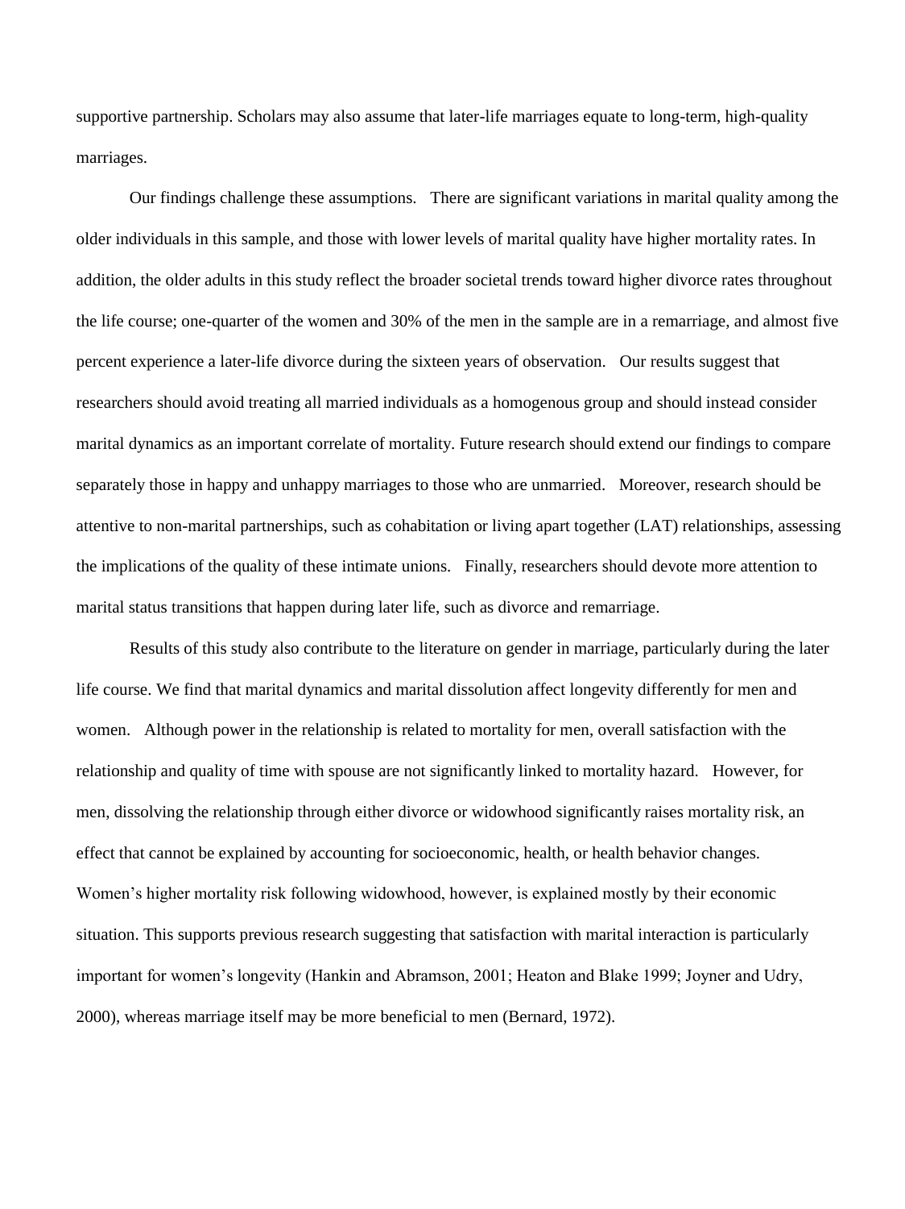supportive partnership. Scholars may also assume that later-life marriages equate to long-term, high-quality marriages.

Our findings challenge these assumptions. There are significant variations in marital quality among the older individuals in this sample, and those with lower levels of marital quality have higher mortality rates. In addition, the older adults in this study reflect the broader societal trends toward higher divorce rates throughout the life course; one-quarter of the women and 30% of the men in the sample are in a remarriage, and almost five percent experience a later-life divorce during the sixteen years of observation. Our results suggest that researchers should avoid treating all married individuals as a homogenous group and should instead consider marital dynamics as an important correlate of mortality. Future research should extend our findings to compare separately those in happy and unhappy marriages to those who are unmarried. Moreover, research should be attentive to non-marital partnerships, such as cohabitation or living apart together (LAT) relationships, assessing the implications of the quality of these intimate unions. Finally, researchers should devote more attention to marital status transitions that happen during later life, such as divorce and remarriage.

Results of this study also contribute to the literature on gender in marriage, particularly during the later life course. We find that marital dynamics and marital dissolution affect longevity differently for men and women. Although power in the relationship is related to mortality for men, overall satisfaction with the relationship and quality of time with spouse are not significantly linked to mortality hazard. However, for men, dissolving the relationship through either divorce or widowhood significantly raises mortality risk, an effect that cannot be explained by accounting for socioeconomic, health, or health behavior changes. Women's higher mortality risk following widowhood, however, is explained mostly by their economic situation. This supports previous research suggesting that satisfaction with marital interaction is particularly important for women's longevity (Hankin and Abramson, 2001; Heaton and Blake 1999; Joyner and Udry, 2000), whereas marriage itself may be more beneficial to men (Bernard, 1972).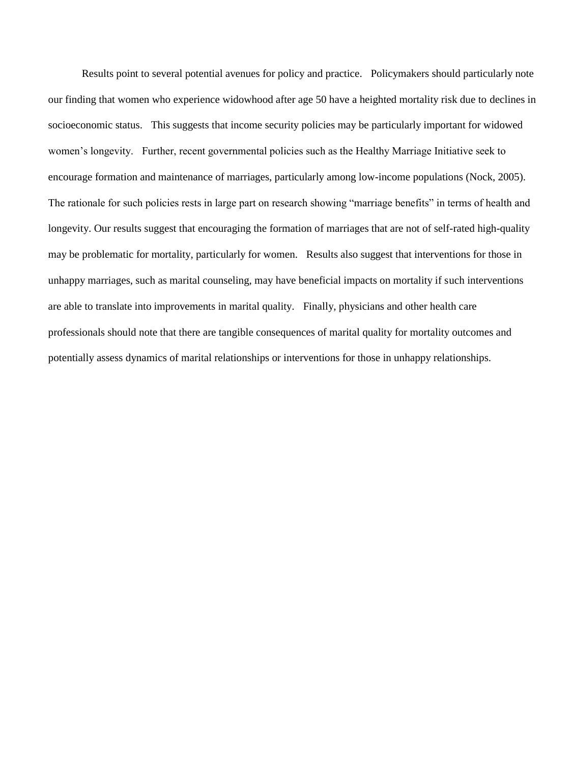Results point to several potential avenues for policy and practice. Policymakers should particularly note our finding that women who experience widowhood after age 50 have a heighted mortality risk due to declines in socioeconomic status. This suggests that income security policies may be particularly important for widowed women's longevity. Further, recent governmental policies such as the Healthy Marriage Initiative seek to encourage formation and maintenance of marriages, particularly among low-income populations (Nock, 2005). The rationale for such policies rests in large part on research showing "marriage benefits" in terms of health and longevity. Our results suggest that encouraging the formation of marriages that are not of self-rated high-quality may be problematic for mortality, particularly for women. Results also suggest that interventions for those in unhappy marriages, such as marital counseling, may have beneficial impacts on mortality if such interventions are able to translate into improvements in marital quality. Finally, physicians and other health care professionals should note that there are tangible consequences of marital quality for mortality outcomes and potentially assess dynamics of marital relationships or interventions for those in unhappy relationships.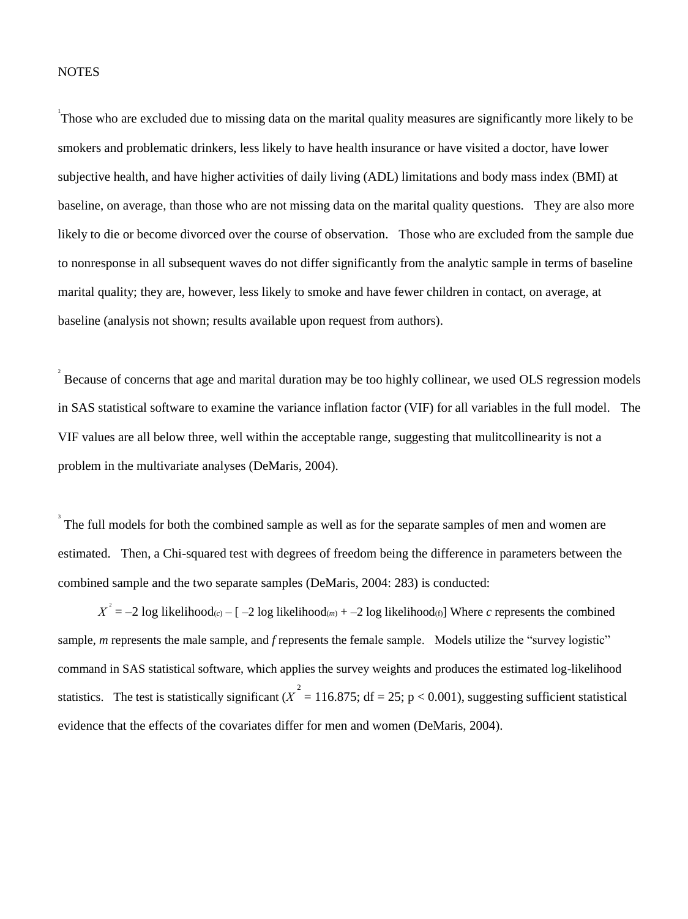NOTES

[1]Those who are excluded due to missing data on the marital quality measures are significantly more likely to be smokers and problematic drinkers, less likely to have health insurance or have visited a doctor, have lower subjective health, and have higher activities of daily living (ADL) limitations and body mass index (BMI) at baseline, on average, than those who are not missing data on the marital quality questions. They are also more likely to die or become divorced over the course of observation. Those who are excluded from the sample due to nonresponse in all subsequent waves do not differ significantly from the analytic sample in terms of baseline marital quality; they are, however, less likely to smoke and have fewer children in contact, on average, at baseline (analysis not shown; results available upon request from authors).

[2] Because of concerns that age and marital duration may be too highly collinear, we used OLS regression models in SAS statistical software to examine the variance inflation factor (VIF) for all variables in the full model. The VIF values are all below three, well within the acceptable range, suggesting that mulitcollinearity is not a problem in the multivariate analyses (DeMaris, 2004).

[3] The full models for both the combined sample as well as for the separate samples of men and women are estimated. Then, a Chi-squared test with degrees of freedom being the difference in parameters between the combined sample and the two separate samples (DeMaris, 2004: 283) is conducted:

$X^2 = -2 \log \text{likelihood}_{(c)} - [-2 \log \text{likelihood}_{(m)} + -2 \log \text{likelihood}_{(f)}]$ Where *c* represents the combined sample, *m* represents the male sample, and *f* represents the female sample. Models utilize the "survey logistic" command in SAS statistical software, which applies the survey weights and produces the estimated log-likelihood statistics. The test is statistically significant ($X^2 = 116.875$; df = 25; $p < 0.001$), suggesting sufficient statistical evidence that the effects of the covariates differ for men and women (DeMaris, 2004).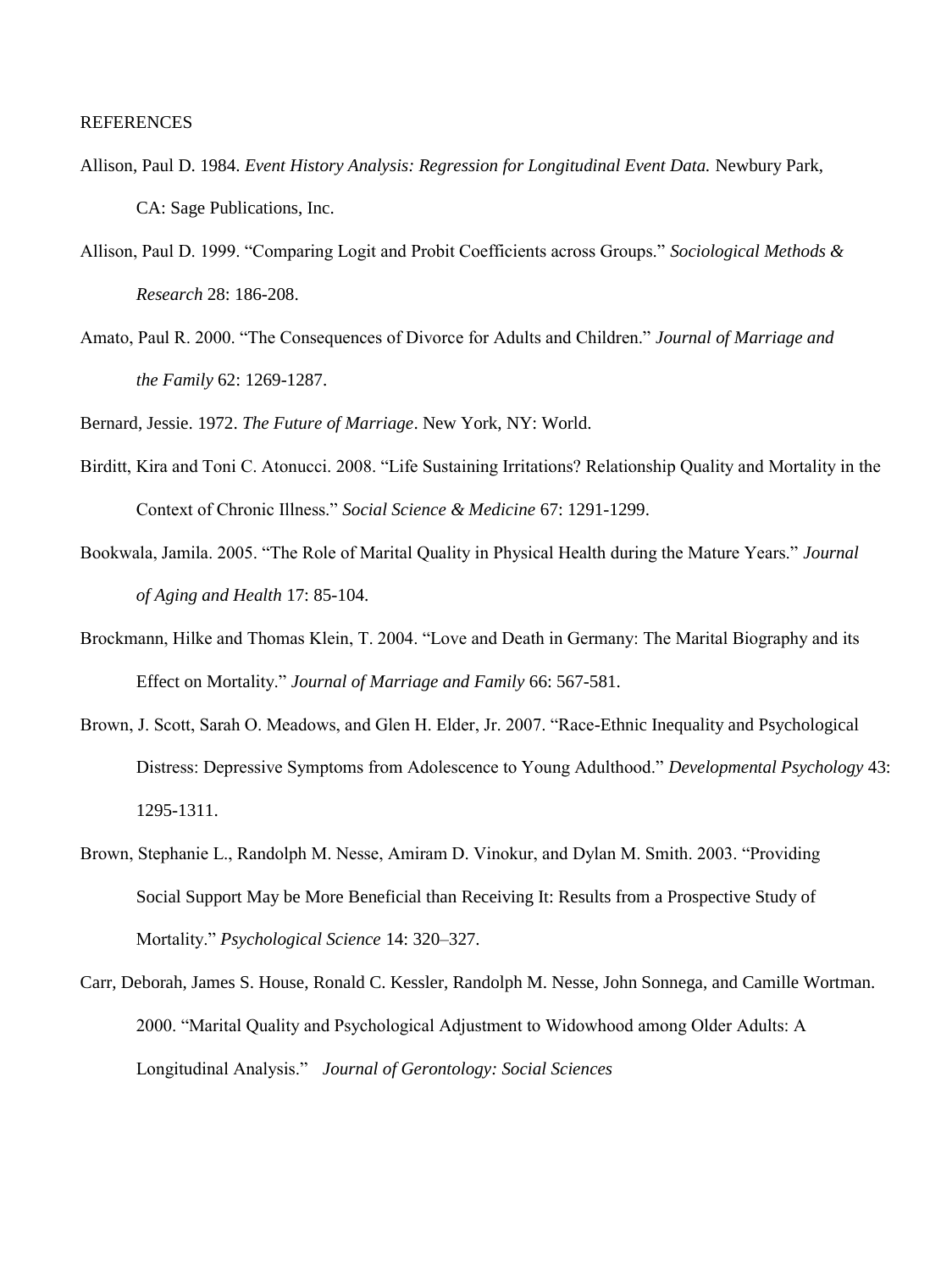REFERENCES

Allison, Paul D. 1984. *Event History Analysis: Regression for Longitudinal Event Data.* Newbury Park, CA: Sage Publications, Inc.

Allison, Paul D. 1999. "Comparing Logit and Probit Coefficients across Groups." *Sociological Methods & Research* 28: 186-208.

Amato, Paul R. 2000. "The Consequences of Divorce for Adults and Children." *Journal of Marriage and the Family* 62: 1269-1287.

Bernard, Jessie. 1972. *The Future of Marriage*. New York, NY: World.

Birditt, Kira and Toni C. Atonucci. 2008. "Life Sustaining Irritations? Relationship Quality and Mortality in the Context of Chronic Illness." *Social Science & Medicine* 67: 1291-1299.

Bookwala, Jamila. 2005. "The Role of Marital Quality in Physical Health during the Mature Years." *Journal of Aging and Health* 17: 85-104.

Brockmann, Hilke and Thomas Klein, T. 2004. "Love and Death in Germany: The Marital Biography and its Effect on Mortality." *Journal of Marriage and Family* 66: 567-581.

Brown, J. Scott, Sarah O. Meadows, and Glen H. Elder, Jr. 2007. "Race-Ethnic Inequality and Psychological Distress: Depressive Symptoms from Adolescence to Young Adulthood." *Developmental Psychology* 43: 1295-1311.

Brown, Stephanie L., Randolph M. Nesse, Amiram D. Vinokur, and Dylan M. Smith. 2003. "Providing Social Support May be More Beneficial than Receiving It: Results from a Prospective Study of Mortality." *Psychological Science* 14: 320–327.

Carr, Deborah, James S. House, Ronald C. Kessler, Randolph M. Nesse, John Sonnega, and Camille Wortman. 2000. "Marital Quality and Psychological Adjustment to Widowhood among Older Adults: A Longitudinal Analysis." *Journal of Gerontology: Social Sciences*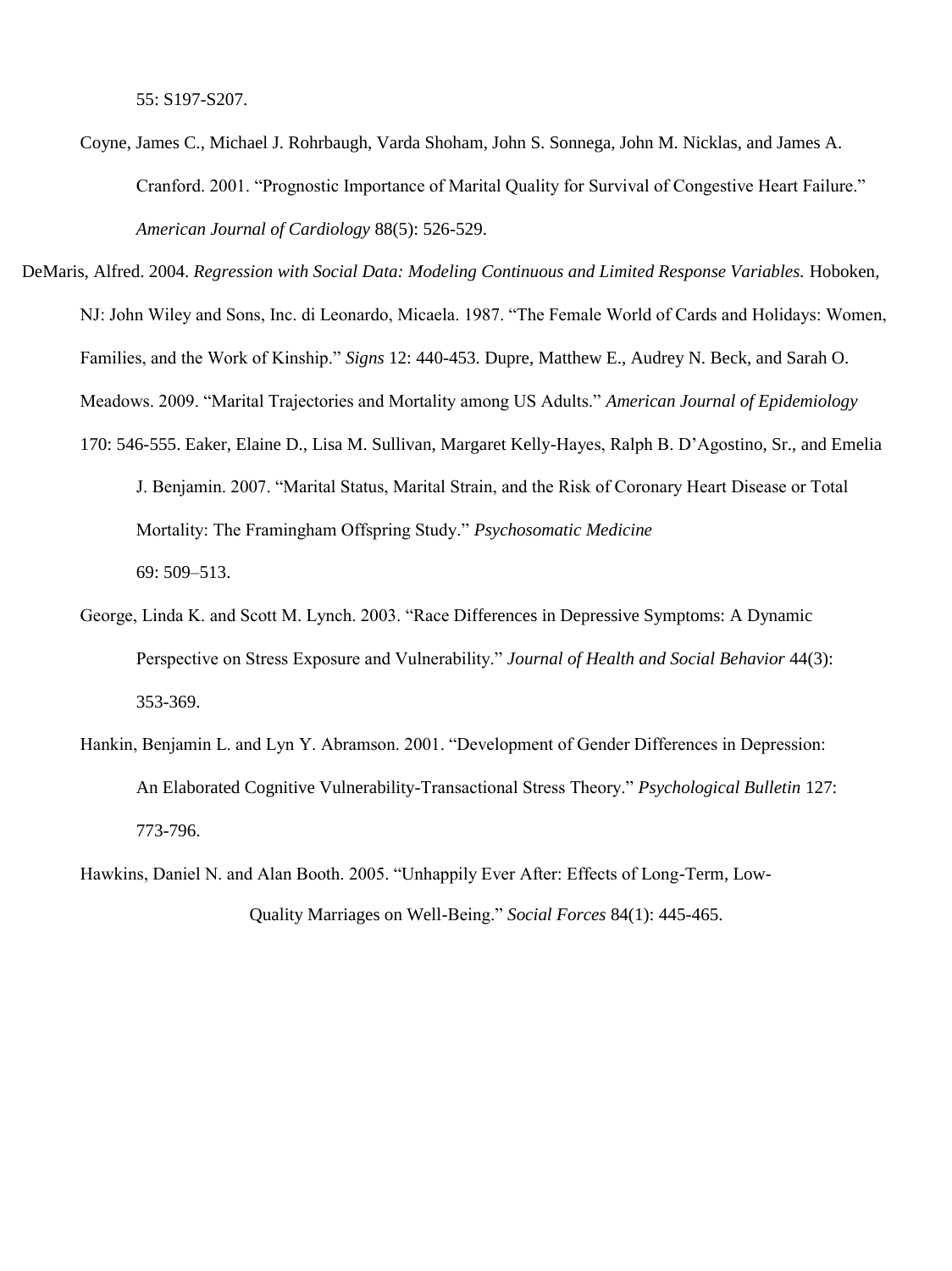55: S197-S207.

Coyne, James C., Michael J. Rohrbaugh, Varda Shoham, John S. Sonnega, John M. Nicklas, and James A. Cranford. 2001. "Prognostic Importance of Marital Quality for Survival of Congestive Heart Failure." *American Journal of Cardiology* 88(5): 526-529.

DeMaris, Alfred. 2004. *Regression with Social Data: Modeling Continuous and Limited Response Variables.* Hoboken, NJ: John Wiley and Sons, Inc. di Leonardo, Micaela. 1987. "The Female World of Cards and Holidays: Women, Families, and the Work of Kinship." *Signs* 12: 440-453. Dupre, Matthew E., Audrey N. Beck, and Sarah O. Meadows. 2009. "Marital Trajectories and Mortality among US Adults." *American Journal of Epidemiology* 170: 546-555. Eaker, Elaine D., Lisa M. Sullivan, Margaret Kelly-Hayes, Ralph B. D'Agostino, Sr., and Emelia J. Benjamin. 2007. "Marital Status, Marital Strain, and the Risk of Coronary Heart Disease or Total Mortality: The Framingham Offspring Study." *Psychosomatic Medicine* 69: 509–513.

George, Linda K. and Scott M. Lynch. 2003. "Race Differences in Depressive Symptoms: A Dynamic Perspective on Stress Exposure and Vulnerability." *Journal of Health and Social Behavior* 44(3): 353-369.

Hankin, Benjamin L. and Lyn Y. Abramson. 2001. "Development of Gender Differences in Depression: An Elaborated Cognitive Vulnerability-Transactional Stress Theory." *Psychological Bulletin* 127: 773-796.

Hawkins, Daniel N. and Alan Booth. 2005. "Unhappily Ever After: Effects of Long-Term, Low-Quality Marriages on Well-Being." *Social Forces* 84(1): 445-465.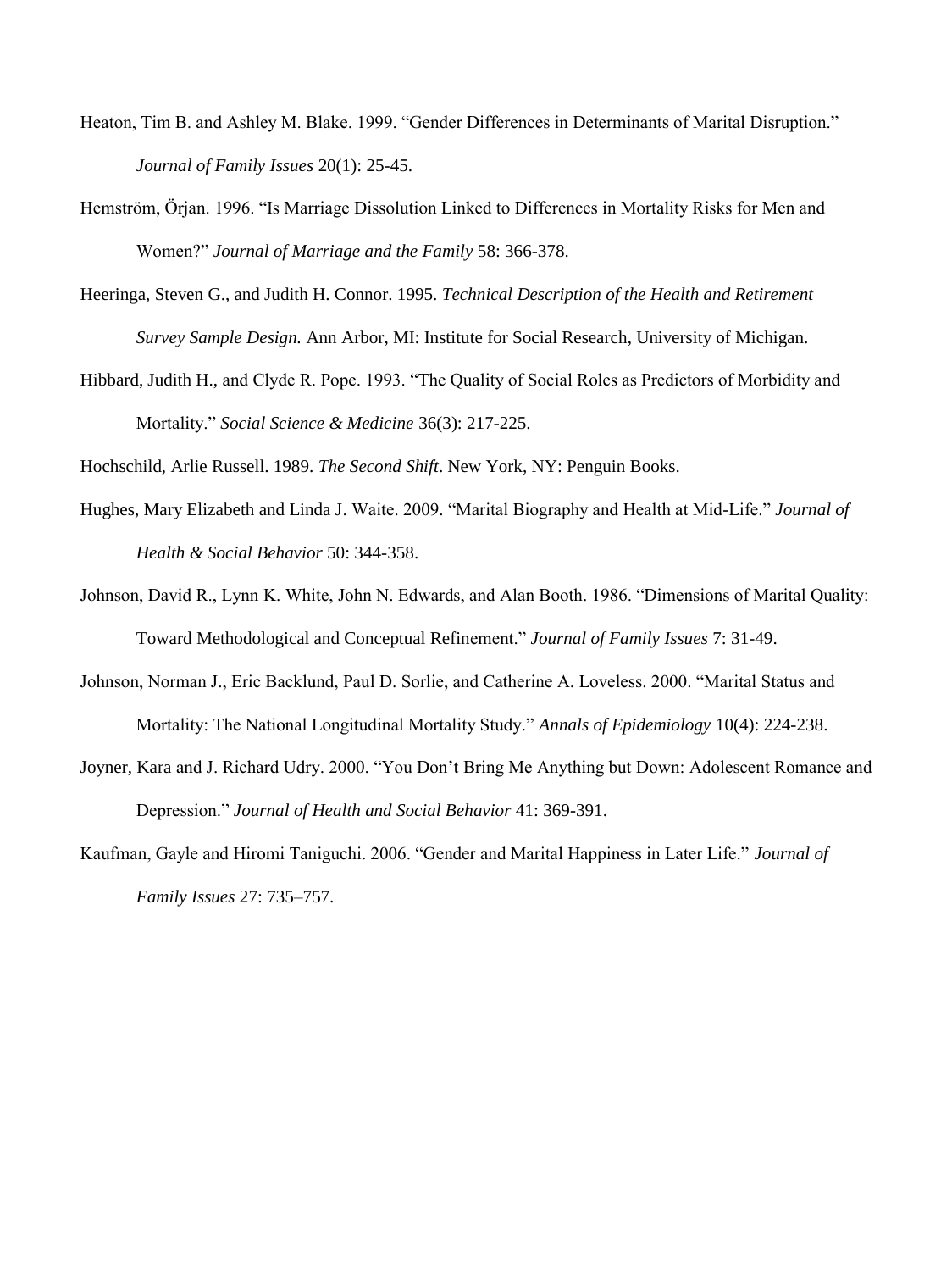Heaton, Tim B. and Ashley M. Blake. 1999. "Gender Differences in Determinants of Marital Disruption." *Journal of Family Issues* 20(1): 25-45.

Hemström, Örjan. 1996. "Is Marriage Dissolution Linked to Differences in Mortality Risks for Men and Women?" *Journal of Marriage and the Family* 58: 366-378.

Heeringa, Steven G., and Judith H. Connor. 1995. *Technical Description of the Health and Retirement Survey Sample Design.* Ann Arbor, MI: Institute for Social Research, University of Michigan.

Hibbard, Judith H., and Clyde R. Pope. 1993. "The Quality of Social Roles as Predictors of Morbidity and Mortality." *Social Science & Medicine* 36(3): 217-225.

Hochschild, Arlie Russell. 1989. *The Second Shift*. New York, NY: Penguin Books.

Hughes, Mary Elizabeth and Linda J. Waite. 2009. "Marital Biography and Health at Mid-Life." *Journal of Health & Social Behavior* 50: 344-358.

Johnson, David R., Lynn K. White, John N. Edwards, and Alan Booth. 1986. "Dimensions of Marital Quality: Toward Methodological and Conceptual Refinement." *Journal of Family Issues* 7: 31-49.

Johnson, Norman J., Eric Backlund, Paul D. Sorlie, and Catherine A. Loveless. 2000. "Marital Status and Mortality: The National Longitudinal Mortality Study." *Annals of Epidemiology* 10(4): 224-238.

Joyner, Kara and J. Richard Udry. 2000. "You Don't Bring Me Anything but Down: Adolescent Romance and Depression." *Journal of Health and Social Behavior* 41: 369-391.

Kaufman, Gayle and Hiromi Taniguchi. 2006. "Gender and Marital Happiness in Later Life." *Journal of Family Issues* 27: 735–757.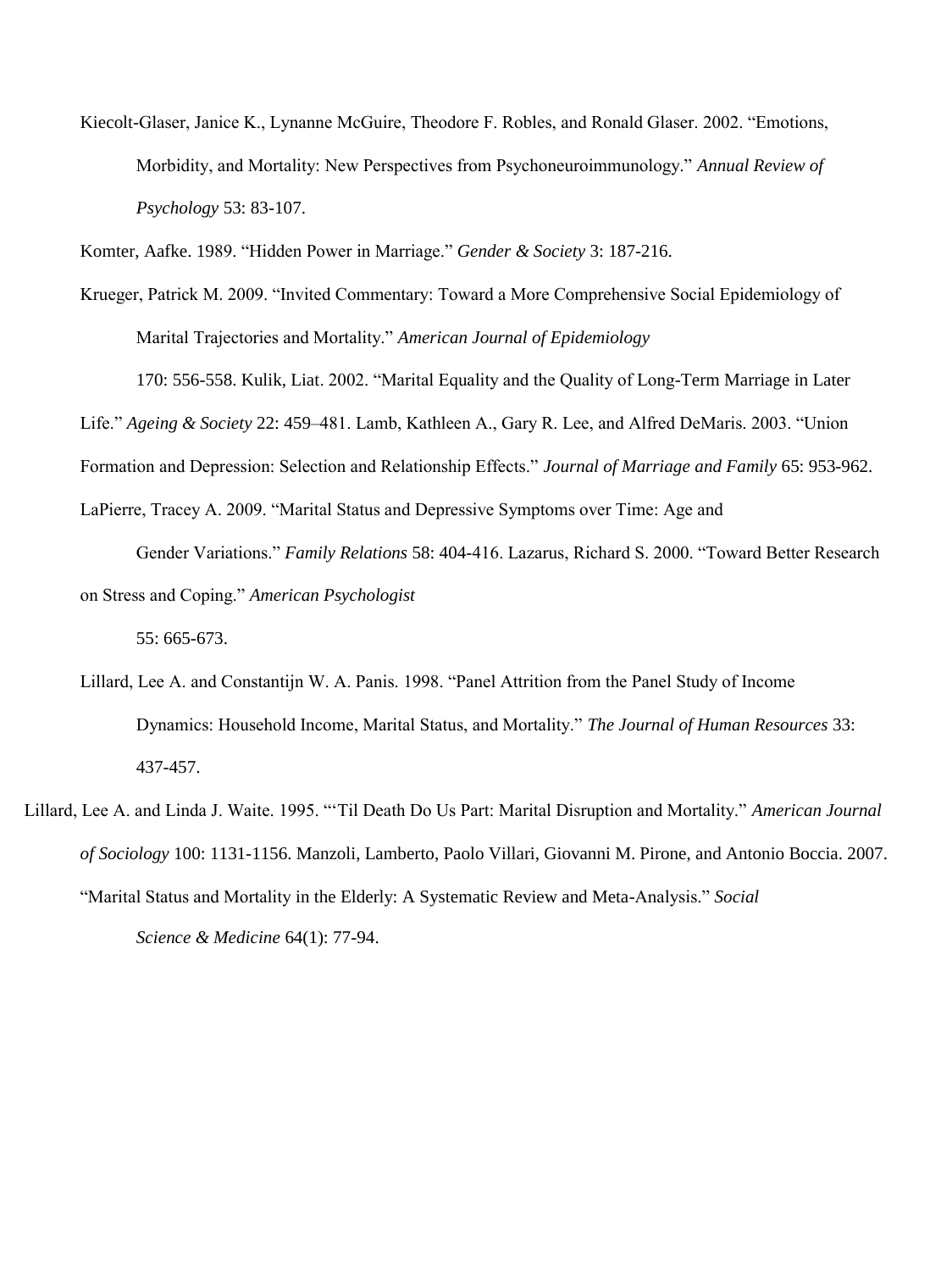Kiecolt-Glaser, Janice K., Lynanne McGuire, Theodore F. Robles, and Ronald Glaser. 2002. "Emotions, Morbidity, and Mortality: New Perspectives from Psychoneuroimmunology." *Annual Review of Psychology* 53: 83-107.

Komter, Aafke. 1989. "Hidden Power in Marriage." *Gender & Society* 3: 187-216.

Krueger, Patrick M. 2009. "Invited Commentary: Toward a More Comprehensive Social Epidemiology of Marital Trajectories and Mortality." *American Journal of Epidemiology* 170: 556-558.

Kulik, Liat. 2002. "Marital Equality and the Quality of Long-Term Marriage in Later Life." *Ageing & Society* 22: 459–481.

Lamb, Kathleen A., Gary R. Lee, and Alfred DeMaris. 2003. "Union Formation and Depression: Selection and Relationship Effects." *Journal of Marriage and Family* 65: 953-962.

LaPierre, Tracey A. 2009. "Marital Status and Depressive Symptoms over Time: Age and Gender Variations." *Family Relations* 58: 404-416.

Lazarus, Richard S. 2000. "Toward Better Research on Stress and Coping." *American Psychologist* 55: 665-673.

Lillard, Lee A. and Constantijn W. A. Panis. 1998. "Panel Attrition from the Panel Study of Income Dynamics: Household Income, Marital Status, and Mortality." *The Journal of Human Resources* 33: 437-457.

Lillard, Lee A. and Linda J. Waite. 1995. "'Til Death Do Us Part: Marital Disruption and Mortality." *American Journal of Sociology* 100: 1131-1156.

Manzoli, Lamberto, Paolo Villari, Giovanni M. Pirone, and Antonio Boccia. 2007. "Marital Status and Mortality in the Elderly: A Systematic Review and Meta-Analysis." *Social Science & Medicine* 64(1): 77-94.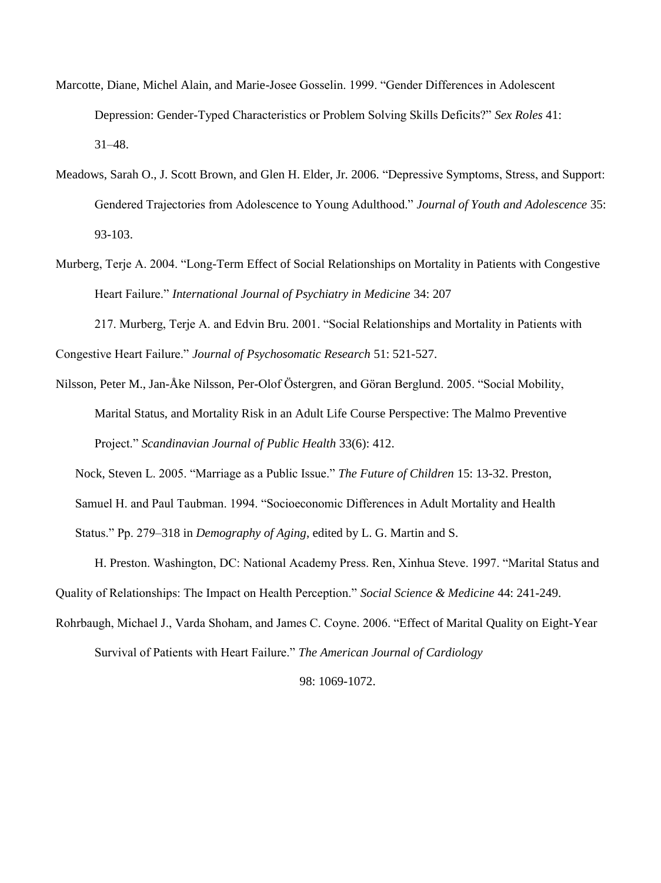Marcotte, Diane, Michel Alain, and Marie-Josee Gosselin. 1999. "Gender Differences in Adolescent Depression: Gender-Typed Characteristics or Problem Solving Skills Deficits?" *Sex Roles* 41: 31–48.

Meadows, Sarah O., J. Scott Brown, and Glen H. Elder, Jr. 2006. "Depressive Symptoms, Stress, and Support: Gendered Trajectories from Adolescence to Young Adulthood." *Journal of Youth and Adolescence* 35: 93-103.

Murberg, Terje A. 2004. "Long-Term Effect of Social Relationships on Mortality in Patients with Congestive Heart Failure." *International Journal of Psychiatry in Medicine* 34: 207

217. Murberg, Terje A. and Edvin Bru. 2001. "Social Relationships and Mortality in Patients with Congestive Heart Failure." *Journal of Psychosomatic Research* 51: 521-527.

Nilsson, Peter M., Jan-Åke Nilsson, Per-Olof Östergren, and Göran Berglund. 2005. "Social Mobility, Marital Status, and Mortality Risk in an Adult Life Course Perspective: The Malmo Preventive Project." *Scandinavian Journal of Public Health* 33(6): 412.

Nock, Steven L. 2005. "Marriage as a Public Issue." *The Future of Children* 15: 13-32. Preston, Samuel H. and Paul Taubman. 1994. "Socioeconomic Differences in Adult Mortality and Health Status." Pp. 279–318 in *Demography of Aging*, edited by L. G. Martin and S.

H. Preston. Washington, DC: National Academy Press. Ren, Xinhua Steve. 1997. "Marital Status and Quality of Relationships: The Impact on Health Perception." *Social Science & Medicine* 44: 241-249.

Rohrbaugh, Michael J., Varda Shoham, and James C. Coyne. 2006. "Effect of Marital Quality on Eight-Year Survival of Patients with Heart Failure." *The American Journal of Cardiology*

98: 1069-1072.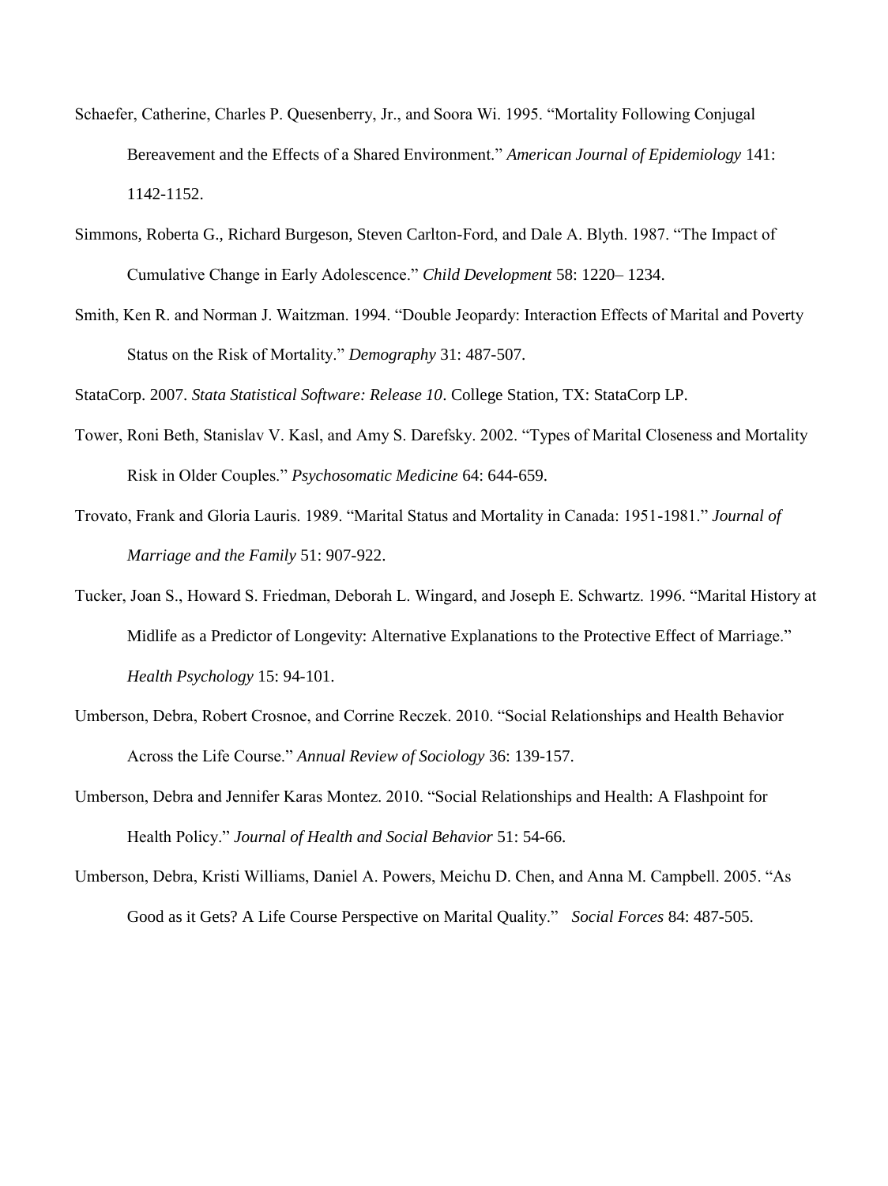Schaefer, Catherine, Charles P. Quesenberry, Jr., and Soora Wi. 1995. "Mortality Following Conjugal Bereavement and the Effects of a Shared Environment." *American Journal of Epidemiology* 141: 1142-1152.

Simmons, Roberta G., Richard Burgeson, Steven Carlton-Ford, and Dale A. Blyth. 1987. "The Impact of Cumulative Change in Early Adolescence." *Child Development* 58: 1220– 1234.

Smith, Ken R. and Norman J. Waitzman. 1994. "Double Jeopardy: Interaction Effects of Marital and Poverty Status on the Risk of Mortality." *Demography* 31: 487-507.

StataCorp. 2007. *Stata Statistical Software: Release 10*. College Station, TX: StataCorp LP.

Tower, Roni Beth, Stanislav V. Kasl, and Amy S. Darefsky. 2002. "Types of Marital Closeness and Mortality Risk in Older Couples." *Psychosomatic Medicine* 64: 644-659.

Trovato, Frank and Gloria Lauris. 1989. "Marital Status and Mortality in Canada: 1951-1981." *Journal of Marriage and the Family* 51: 907-922.

Tucker, Joan S., Howard S. Friedman, Deborah L. Wingard, and Joseph E. Schwartz. 1996. "Marital History at Midlife as a Predictor of Longevity: Alternative Explanations to the Protective Effect of Marriage." *Health Psychology* 15: 94-101.

Umberson, Debra, Robert Crosnoe, and Corrine Reczek. 2010. "Social Relationships and Health Behavior Across the Life Course." *Annual Review of Sociology* 36: 139-157.

Umberson, Debra and Jennifer Karas Montez. 2010. "Social Relationships and Health: A Flashpoint for Health Policy." *Journal of Health and Social Behavior* 51: 54-66.

Umberson, Debra, Kristi Williams, Daniel A. Powers, Meichu D. Chen, and Anna M. Campbell. 2005. "As Good as it Gets? A Life Course Perspective on Marital Quality." *Social Forces* 84: 487-505.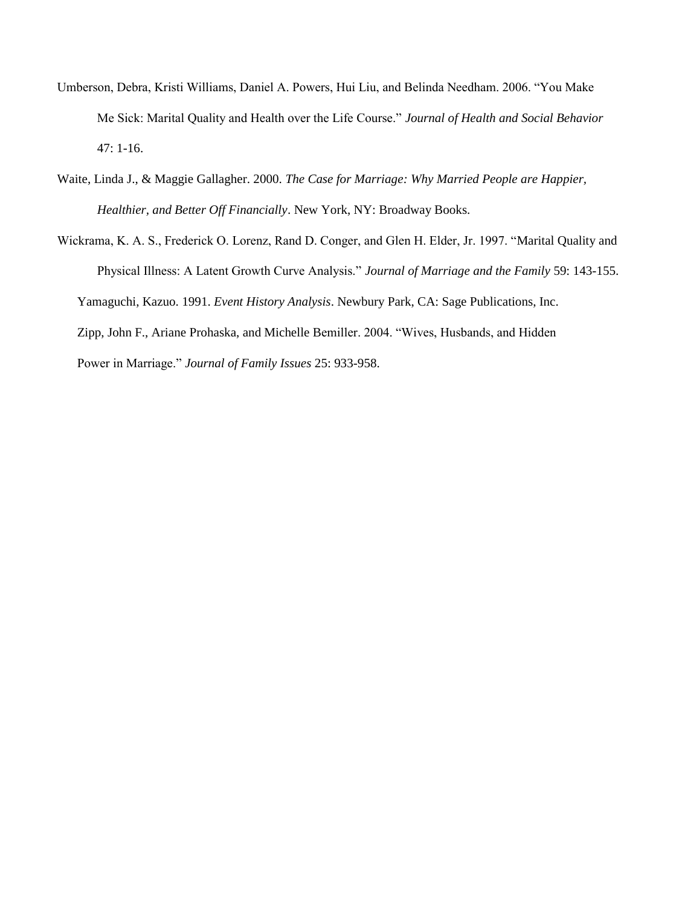Umberson, Debra, Kristi Williams, Daniel A. Powers, Hui Liu, and Belinda Needham. 2006. "You Make Me Sick: Marital Quality and Health over the Life Course." *Journal of Health and Social Behavior* 47: 1-16.

Waite, Linda J., & Maggie Gallagher. 2000. *The Case for Marriage: Why Married People are Happier, Healthier, and Better Off Financially*. New York, NY: Broadway Books.

Wickrama, K. A. S., Frederick O. Lorenz, Rand D. Conger, and Glen H. Elder, Jr. 1997. "Marital Quality and Physical Illness: A Latent Growth Curve Analysis." *Journal of Marriage and the Family* 59: 143-155.

Yamaguchi, Kazuo. 1991. *Event History Analysis*. Newbury Park, CA: Sage Publications, Inc.

Zipp, John F., Ariane Prohaska, and Michelle Bemiller. 2004. "Wives, Husbands, and Hidden Power in Marriage." *Journal of Family Issues* 25: 933-958.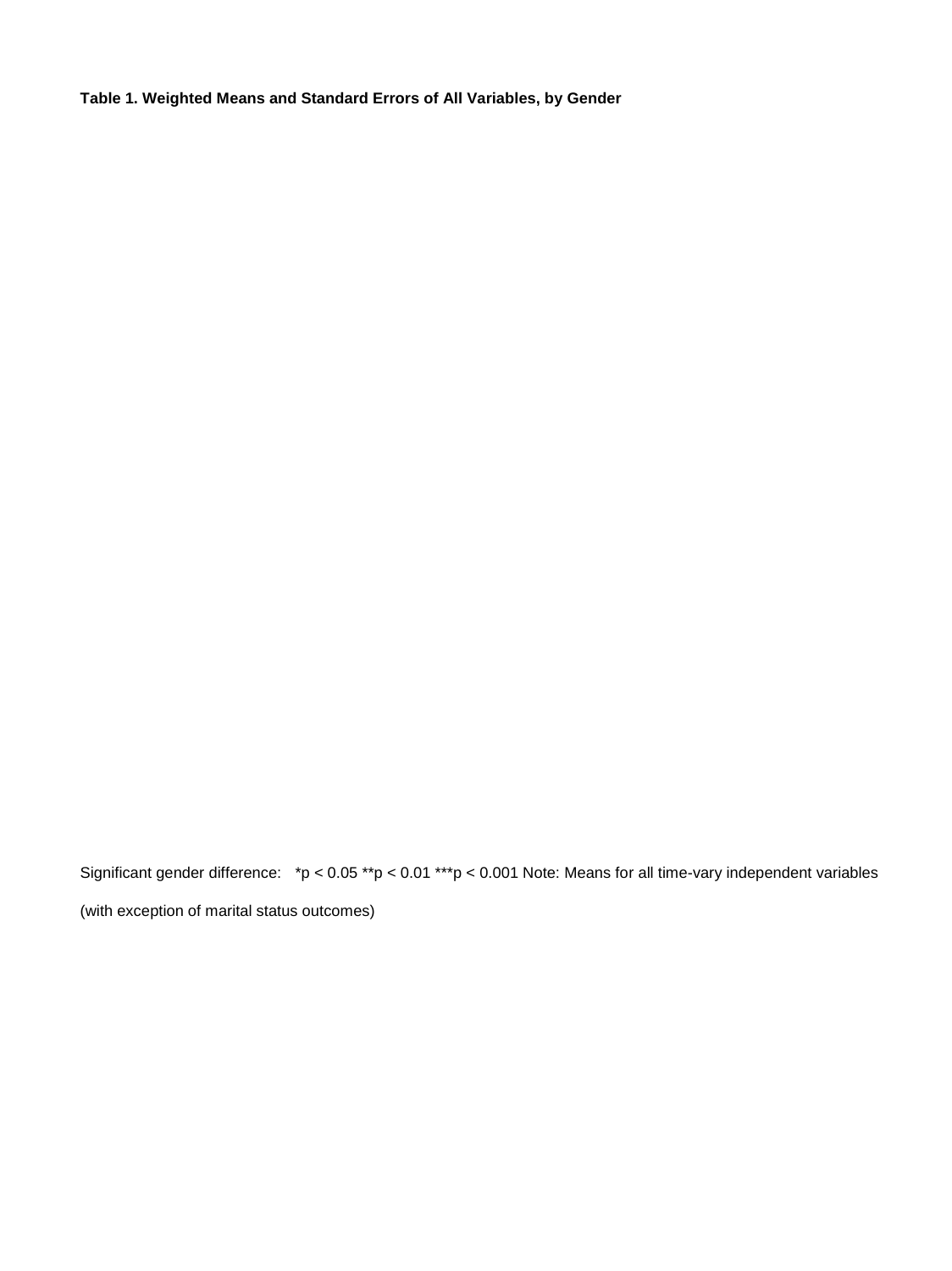**Table 1. Weighted Means and Standard Errors of All Variables, by Gender**

Significant gender difference: *p < 0.05 **p < 0.01 ***p < 0.001 Note: Means for all time-vary independent variables (with exception of marital status outcomes)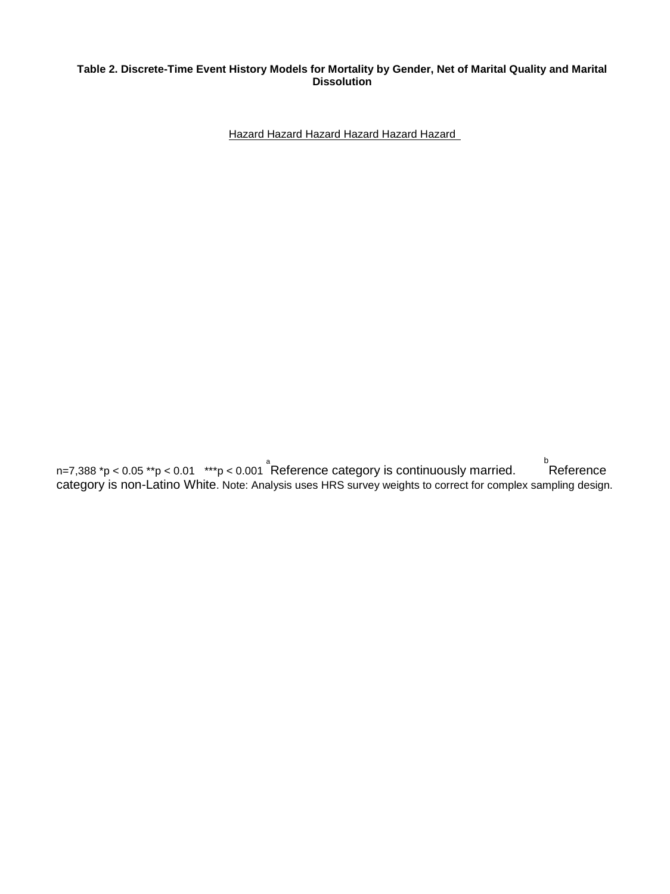**Table 2. Discrete-Time Event History Models for Mortality by Gender, Net of Marital Quality and Marital Dissolution**

| Hazard | Hazard | Hazard | Hazard | Hazard | Hazard |
| --- | --- | --- | --- | --- | --- |

n=7,388 $*p < 0.05$ $**p < 0.01$ $***p < 0.001$ [a]Reference category is continuously married. [b]Reference category is non-Latino White. Note: Analysis uses HRS survey weights to correct for complex sampling design.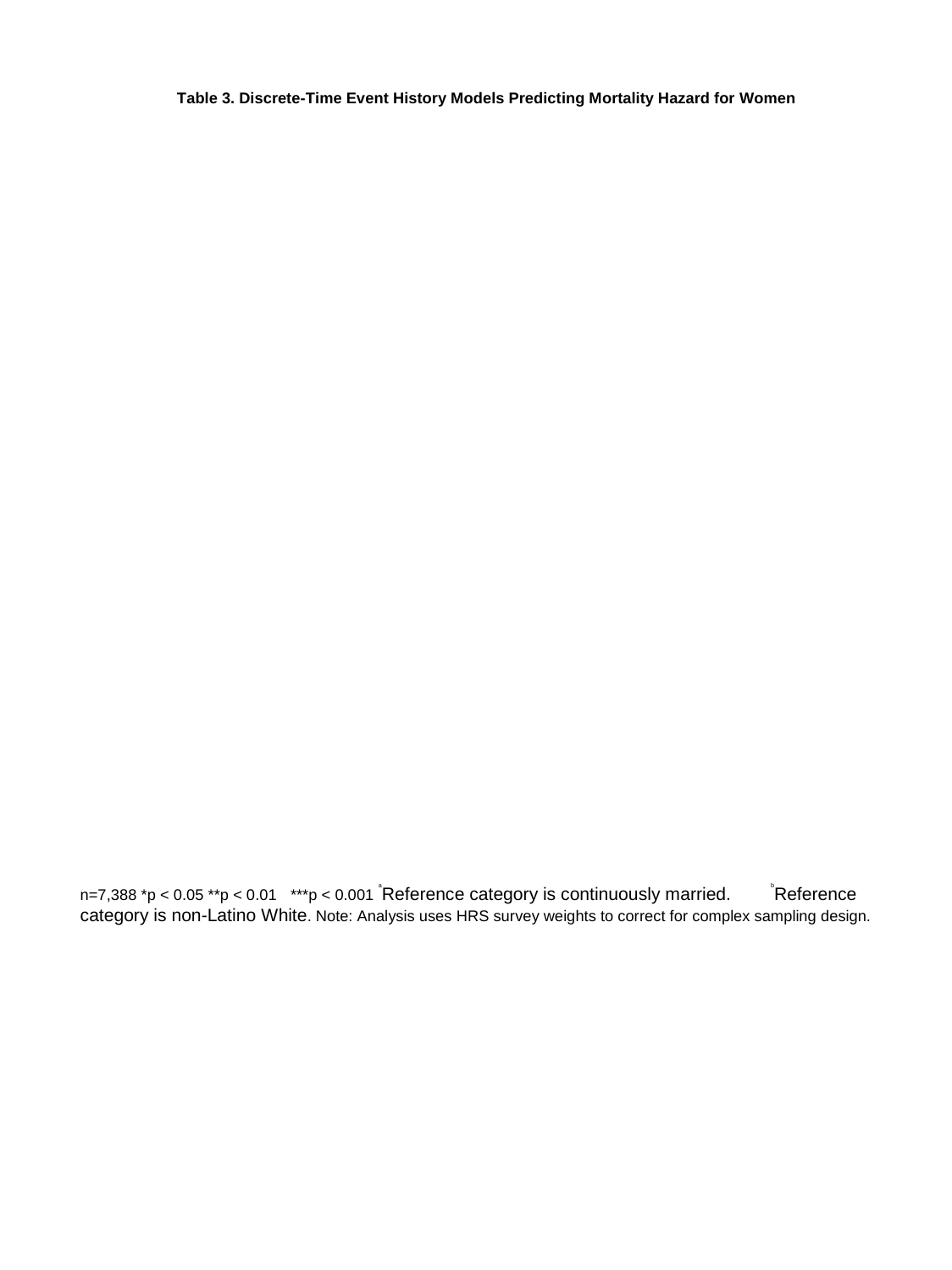**Table 3. Discrete-Time Event History Models Predicting Mortality Hazard for Women**

n=7,388 *p < 0.05 **p < 0.01 ***p < 0.001 [a]Reference category is continuously married. [b]Reference category is non-Latino White. Note: Analysis uses HRS survey weights to correct for complex sampling design.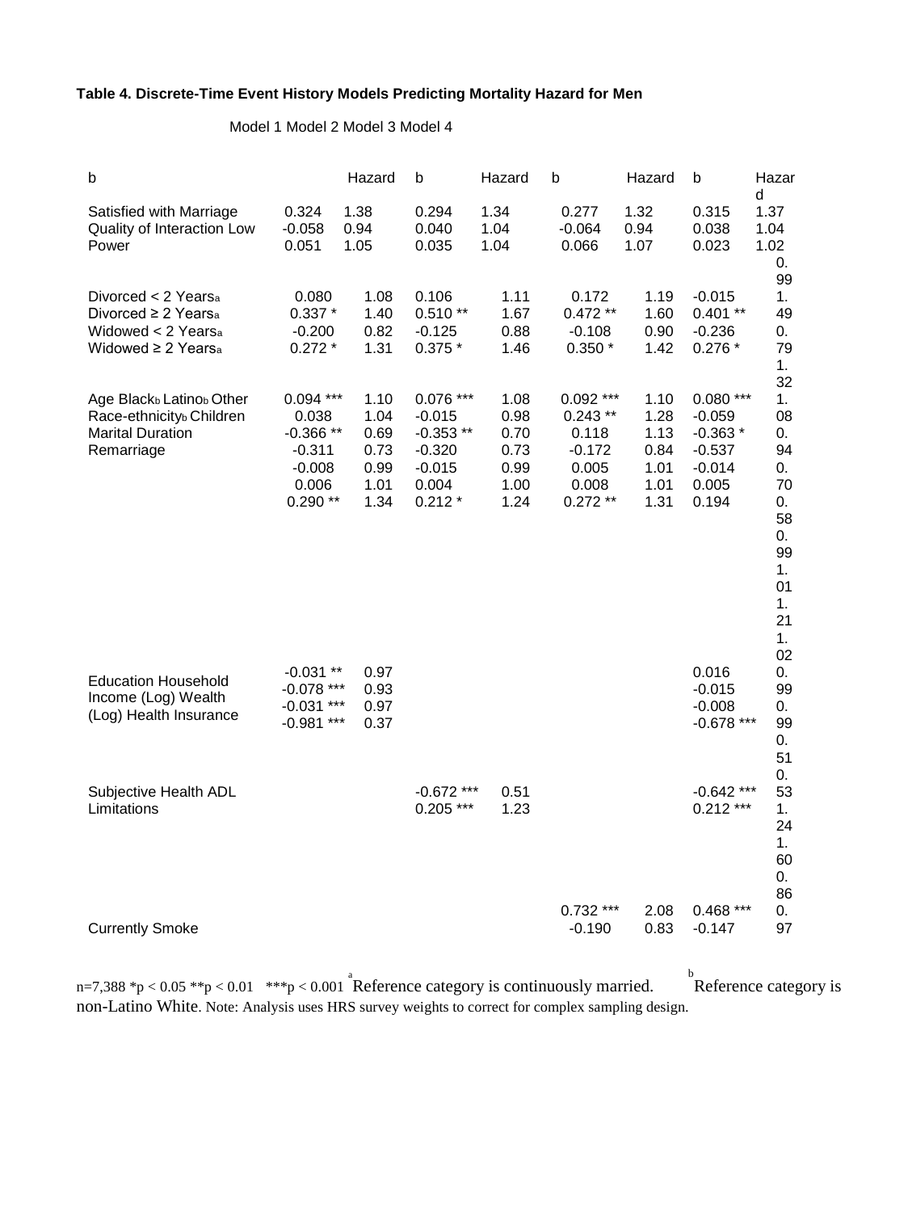**Table 4. Discrete-Time Event History Models Predicting Mortality Hazard for Men**

| | Model 1 | | Model 2 | | Model 3 | | Model 4 | |
|---|---|---|---|---|---|---|---|---|
| | b | Hazard | b | Hazard | b | Hazard | b | Hazard |
| Satisfied with Marriage | 0.324 | 1.38 | 0.294 | 1.34 | 0.277 | 1.32 | 0.315 | 1.37 |
| Quality of Interaction | -0.058 | 0.94 | 0.040 | 1.04 | -0.064 | 0.94 | 0.038 | 1.04 |
| Low Power | 0.051 | 1.05 | 0.035 | 1.04 | 0.066 | 1.07 | 0.023 | 1.02 |
| Divorced < 2 Years[a] | 0.080 | 1.08 | 0.106 | 1.11 | 0.172 | 1.19 | -0.015 | 0.99 |
| Divorced ≥ 2 Years[a] | 0.337 * | 1.40 | 0.510 ** | 1.67 | 0.472 ** | 1.60 | 0.401 ** | 1.49 |
| Widowed < 2 Years[a] | -0.200 | 0.82 | -0.125 | 0.88 | -0.108 | 0.90 | -0.236 | 0.79 |
| Widowed ≥ 2 Years[a] | 0.272 * | 1.31 | 0.375 * | 1.46 | 0.350 * | 1.42 | 0.276 * | 1.32 |
| Age | 0.094 *** | 1.10 | 0.076 *** | 1.08 | 0.092 *** | 1.10 | 0.080 *** | 1.08 |
| Black[b] | 0.038 | 1.04 | -0.015 | 0.98 | 0.243 ** | 1.28 | -0.059 | 0.94 |
| Latino[b] | -0.366 ** | 0.69 | -0.353 ** | 0.70 | 0.118 | 1.13 | -0.363 * | 0.70 |
| Other Race-ethnicity[b] | -0.311 | 0.73 | -0.320 | 0.73 | -0.172 | 0.84 | -0.537 | 0.58 |
| Children | -0.008 | 0.99 | -0.015 | 0.99 | 0.005 | 1.01 | -0.014 | 0.99 |
| Marital Duration | 0.006 | 1.01 | 0.004 | 1.00 | 0.008 | 1.01 | 0.005 | 1.01 |
| Remarriage | 0.290 ** | 1.34 | 0.212 * | 1.24 | 0.272 ** | 1.31 | 0.194 | 1.21 |
| Education | -0.031 ** | 0.97 | | | | | 0.016 | 1.02 |
| Household Income (Log) | -0.078 *** | 0.93 | | | | | -0.015 | 0.99 |
| Wealth (Log) | -0.031 *** | 0.97 | | | | | -0.008 | 0.99 |
| Health Insurance | -0.981 *** | 0.37 | | | | | -0.678 *** | 0.51 |
| Subjective Health | | | -0.672 *** | 0.51 | | | -0.642 *** | 0.53 |
| ADL Limitations | | | 0.205 *** | 1.23 | | | 0.212 *** | 1.24 |
| | | | | | 0.732 *** | 2.08 | 0.468 *** | 1.60 |
| Currently Smoke | | | | | -0.190 | 0.83 | -0.147 | 0.86 |

n=7,388 *p < 0.05 **p < 0.01 ***p < 0.001 [a]Reference category is continuously married. [b]Reference category is non-Latino White. Note: Analysis uses HRS survey weights to correct for complex sampling design.